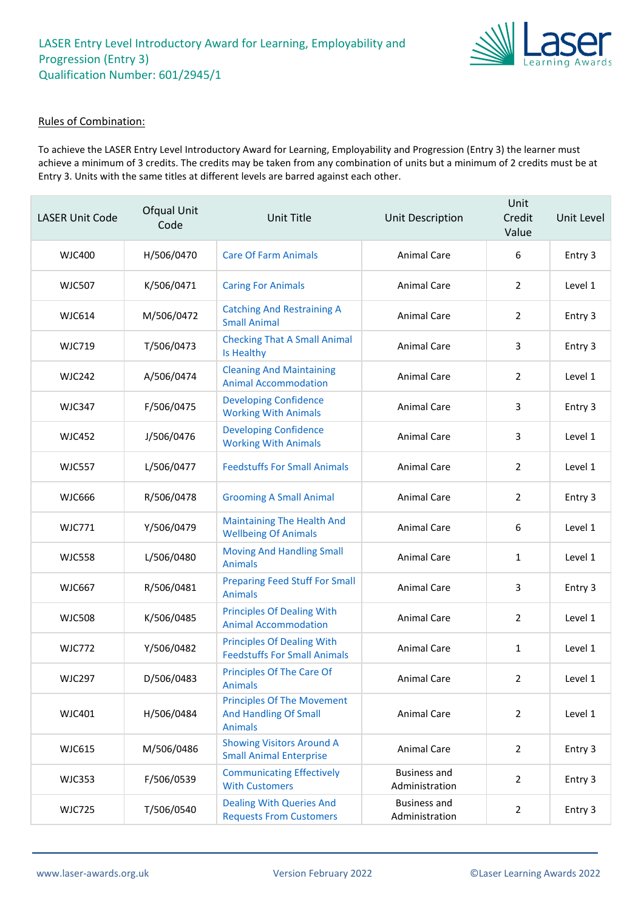# LASER Entry Level Introductory Award for Learning, Employability and Progression (Entry 3)
# Qualification Number: 601/2945/1

## Rules of Combination:

To achieve the LASER Entry Level Introductory Award for Learning, Employability and Progression (Entry 3) the learner must achieve a minimum of 3 credits. The credits may be taken from any combination of units but a minimum of 2 credits must be at Entry 3. Units with the same titles at different levels are barred against each other.

| LASER Unit Code | Ofqual Unit Code | Unit Title | Unit Description | Unit Credit Value | Unit Level |
|---|---|---|---|---|---|
| WJC400 | H/506/0470 | Care Of Farm Animals | Animal Care | 6 | Entry 3 |
| WJC507 | K/506/0471 | Caring For Animals | Animal Care | 2 | Level 1 |
| WJC614 | M/506/0472 | Catching And Restraining A Small Animal | Animal Care | 2 | Entry 3 |
| WJC719 | T/506/0473 | Checking That A Small Animal Is Healthy | Animal Care | 3 | Entry 3 |
| WJC242 | A/506/0474 | Cleaning And Maintaining Animal Accommodation | Animal Care | 2 | Level 1 |
| WJC347 | F/506/0475 | Developing Confidence Working With Animals | Animal Care | 3 | Entry 3 |
| WJC452 | J/506/0476 | Developing Confidence Working With Animals | Animal Care | 3 | Level 1 |
| WJC557 | L/506/0477 | Feedstuffs For Small Animals | Animal Care | 2 | Level 1 |
| WJC666 | R/506/0478 | Grooming A Small Animal | Animal Care | 2 | Entry 3 |
| WJC771 | Y/506/0479 | Maintaining The Health And Wellbeing Of Animals | Animal Care | 6 | Level 1 |
| WJC558 | L/506/0480 | Moving And Handling Small Animals | Animal Care | 1 | Level 1 |
| WJC667 | R/506/0481 | Preparing Feed Stuff For Small Animals | Animal Care | 3 | Entry 3 |
| WJC508 | K/506/0485 | Principles Of Dealing With Animal Accommodation | Animal Care | 2 | Level 1 |
| WJC772 | Y/506/0482 | Principles Of Dealing With Feedstuffs For Small Animals | Animal Care | 1 | Level 1 |
| WJC297 | D/506/0483 | Principles Of The Care Of Animals | Animal Care | 2 | Level 1 |
| WJC401 | H/506/0484 | Principles Of The Movement And Handling Of Small Animals | Animal Care | 2 | Level 1 |
| WJC615 | M/506/0486 | Showing Visitors Around A Small Animal Enterprise | Animal Care | 2 | Entry 3 |
| WJC353 | F/506/0539 | Communicating Effectively With Customers | Business and Administration | 2 | Entry 3 |
| WJC725 | T/506/0540 | Dealing With Queries And Requests From Customers | Business and Administration | 2 | Entry 3 |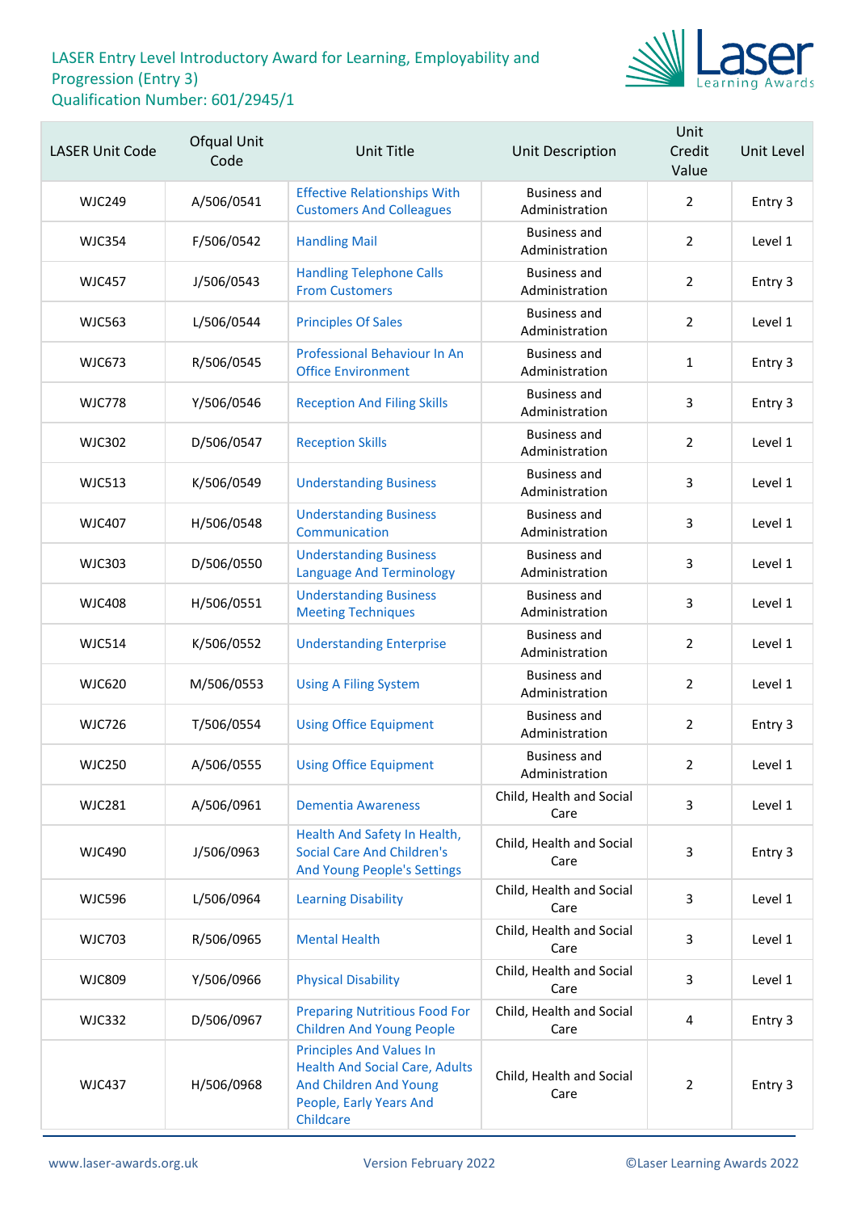# LASER Entry Level Introductory Award for Learning, Employability and Progression (Entry 3)

Qualification Number: 601/2945/1

| LASER Unit Code | Ofqual Unit Code | Unit Title | Unit Description | Unit Credit Value | Unit Level |
|---|---|---|---|---|---|
| WJC249 | A/506/0541 | Effective Relationships With Customers And Colleagues | Business and Administration | 2 | Entry 3 |
| WJC354 | F/506/0542 | Handling Mail | Business and Administration | 2 | Level 1 |
| WJC457 | J/506/0543 | Handling Telephone Calls From Customers | Business and Administration | 2 | Entry 3 |
| WJC563 | L/506/0544 | Principles Of Sales | Business and Administration | 2 | Level 1 |
| WJC673 | R/506/0545 | Professional Behaviour In An Office Environment | Business and Administration | 1 | Entry 3 |
| WJC778 | Y/506/0546 | Reception And Filing Skills | Business and Administration | 3 | Entry 3 |
| WJC302 | D/506/0547 | Reception Skills | Business and Administration | 2 | Level 1 |
| WJC513 | K/506/0549 | Understanding Business | Business and Administration | 3 | Level 1 |
| WJC407 | H/506/0548 | Understanding Business Communication | Business and Administration | 3 | Level 1 |
| WJC303 | D/506/0550 | Understanding Business Language And Terminology | Business and Administration | 3 | Level 1 |
| WJC408 | H/506/0551 | Understanding Business Meeting Techniques | Business and Administration | 3 | Level 1 |
| WJC514 | K/506/0552 | Understanding Enterprise | Business and Administration | 2 | Level 1 |
| WJC620 | M/506/0553 | Using A Filing System | Business and Administration | 2 | Level 1 |
| WJC726 | T/506/0554 | Using Office Equipment | Business and Administration | 2 | Entry 3 |
| WJC250 | A/506/0555 | Using Office Equipment | Business and Administration | 2 | Level 1 |
| WJC281 | A/506/0961 | Dementia Awareness | Child, Health and Social Care | 3 | Level 1 |
| WJC490 | J/506/0963 | Health And Safety In Health, Social Care And Children's And Young People's Settings | Child, Health and Social Care | 3 | Entry 3 |
| WJC596 | L/506/0964 | Learning Disability | Child, Health and Social Care | 3 | Level 1 |
| WJC703 | R/506/0965 | Mental Health | Child, Health and Social Care | 3 | Level 1 |
| WJC809 | Y/506/0966 | Physical Disability | Child, Health and Social Care | 3 | Level 1 |
| WJC332 | D/506/0967 | Preparing Nutritious Food For Children And Young People | Child, Health and Social Care | 4 | Entry 3 |
| WJC437 | H/506/0968 | Principles And Values In Health And Social Care, Adults And Children And Young People, Early Years And Childcare | Child, Health and Social Care | 2 | Entry 3 |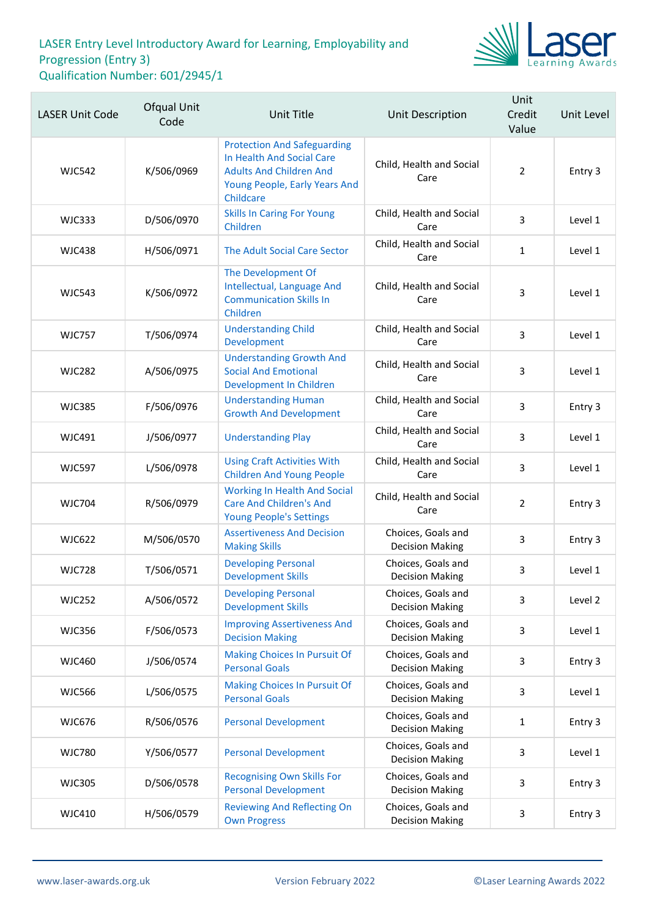# LASER Entry Level Introductory Award for Learning, Employability and Progression (Entry 3)

Qualification Number: 601/2945/1

| LASER Unit Code | Ofqual Unit Code | Unit Title | Unit Description | Unit Credit Value | Unit Level |
|---|---|---|---|---|---|
| WJC542 | K/506/0969 | Protection And Safeguarding In Health And Social Care Adults And Children And Young People, Early Years And Childcare | Child, Health and Social Care | 2 | Entry 3 |
| WJC333 | D/506/0970 | Skills In Caring For Young Children | Child, Health and Social Care | 3 | Level 1 |
| WJC438 | H/506/0971 | The Adult Social Care Sector | Child, Health and Social Care | 1 | Level 1 |
| WJC543 | K/506/0972 | The Development Of Intellectual, Language And Communication Skills In Children | Child, Health and Social Care | 3 | Level 1 |
| WJC757 | T/506/0974 | Understanding Child Development | Child, Health and Social Care | 3 | Level 1 |
| WJC282 | A/506/0975 | Understanding Growth And Social And Emotional Development In Children | Child, Health and Social Care | 3 | Level 1 |
| WJC385 | F/506/0976 | Understanding Human Growth And Development | Child, Health and Social Care | 3 | Entry 3 |
| WJC491 | J/506/0977 | Understanding Play | Child, Health and Social Care | 3 | Level 1 |
| WJC597 | L/506/0978 | Using Craft Activities With Children And Young People | Child, Health and Social Care | 3 | Level 1 |
| WJC704 | R/506/0979 | Working In Health And Social Care And Children's And Young People's Settings | Child, Health and Social Care | 2 | Entry 3 |
| WJC622 | M/506/0570 | Assertiveness And Decision Making Skills | Choices, Goals and Decision Making | 3 | Entry 3 |
| WJC728 | T/506/0571 | Developing Personal Development Skills | Choices, Goals and Decision Making | 3 | Level 1 |
| WJC252 | A/506/0572 | Developing Personal Development Skills | Choices, Goals and Decision Making | 3 | Level 2 |
| WJC356 | F/506/0573 | Improving Assertiveness And Decision Making | Choices, Goals and Decision Making | 3 | Level 1 |
| WJC460 | J/506/0574 | Making Choices In Pursuit Of Personal Goals | Choices, Goals and Decision Making | 3 | Entry 3 |
| WJC566 | L/506/0575 | Making Choices In Pursuit Of Personal Goals | Choices, Goals and Decision Making | 3 | Level 1 |
| WJC676 | R/506/0576 | Personal Development | Choices, Goals and Decision Making | 1 | Entry 3 |
| WJC780 | Y/506/0577 | Personal Development | Choices, Goals and Decision Making | 3 | Level 1 |
| WJC305 | D/506/0578 | Recognising Own Skills For Personal Development | Choices, Goals and Decision Making | 3 | Entry 3 |
| WJC410 | H/506/0579 | Reviewing And Reflecting On Own Progress | Choices, Goals and Decision Making | 3 | Entry 3 |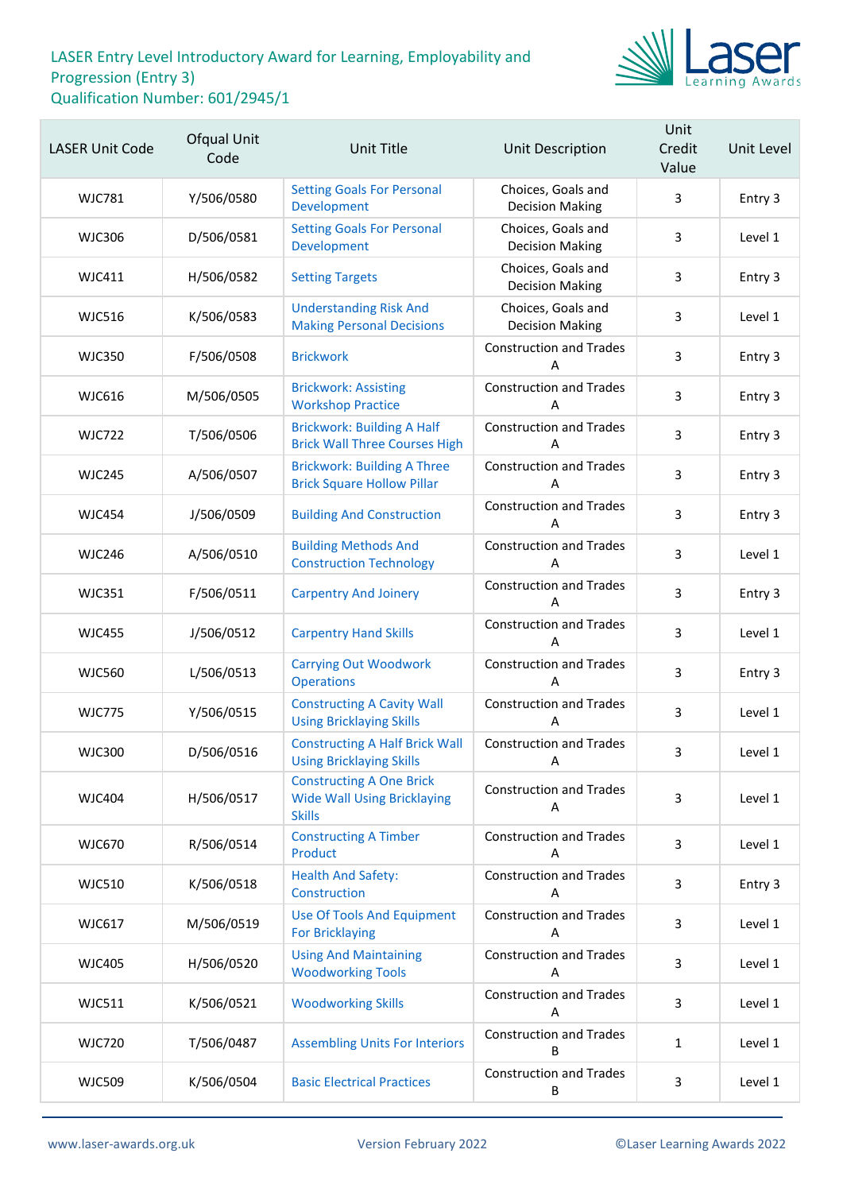# LASER Entry Level Introductory Award for Learning, Employability and Progression (Entry 3)
Qualification Number: 601/2945/1

| LASER Unit Code | Ofqual Unit Code | Unit Title | Unit Description | Unit Credit Value | Unit Level |
|---|---|---|---|---|---|
| WJC781 | Y/506/0580 | Setting Goals For Personal Development | Choices, Goals and Decision Making | 3 | Entry 3 |
| WJC306 | D/506/0581 | Setting Goals For Personal Development | Choices, Goals and Decision Making | 3 | Level 1 |
| WJC411 | H/506/0582 | Setting Targets | Choices, Goals and Decision Making | 3 | Entry 3 |
| WJC516 | K/506/0583 | Understanding Risk And Making Personal Decisions | Choices, Goals and Decision Making | 3 | Level 1 |
| WJC350 | F/506/0508 | Brickwork | Construction and Trades A | 3 | Entry 3 |
| WJC616 | M/506/0505 | Brickwork: Assisting Workshop Practice | Construction and Trades A | 3 | Entry 3 |
| WJC722 | T/506/0506 | Brickwork: Building A Half Brick Wall Three Courses High | Construction and Trades A | 3 | Entry 3 |
| WJC245 | A/506/0507 | Brickwork: Building A Three Brick Square Hollow Pillar | Construction and Trades A | 3 | Entry 3 |
| WJC454 | J/506/0509 | Building And Construction | Construction and Trades A | 3 | Entry 3 |
| WJC246 | A/506/0510 | Building Methods And Construction Technology | Construction and Trades A | 3 | Level 1 |
| WJC351 | F/506/0511 | Carpentry And Joinery | Construction and Trades A | 3 | Entry 3 |
| WJC455 | J/506/0512 | Carpentry Hand Skills | Construction and Trades A | 3 | Level 1 |
| WJC560 | L/506/0513 | Carrying Out Woodwork Operations | Construction and Trades A | 3 | Entry 3 |
| WJC775 | Y/506/0515 | Constructing A Cavity Wall Using Bricklaying Skills | Construction and Trades A | 3 | Level 1 |
| WJC300 | D/506/0516 | Constructing A Half Brick Wall Using Bricklaying Skills | Construction and Trades A | 3 | Level 1 |
| WJC404 | H/506/0517 | Constructing A One Brick Wide Wall Using Bricklaying Skills | Construction and Trades A | 3 | Level 1 |
| WJC670 | R/506/0514 | Constructing A Timber Product | Construction and Trades A | 3 | Level 1 |
| WJC510 | K/506/0518 | Health And Safety: Construction | Construction and Trades A | 3 | Entry 3 |
| WJC617 | M/506/0519 | Use Of Tools And Equipment For Bricklaying | Construction and Trades A | 3 | Level 1 |
| WJC405 | H/506/0520 | Using And Maintaining Woodworking Tools | Construction and Trades A | 3 | Level 1 |
| WJC511 | K/506/0521 | Woodworking Skills | Construction and Trades A | 3 | Level 1 |
| WJC720 | T/506/0487 | Assembling Units For Interiors | Construction and Trades B | 1 | Level 1 |
| WJC509 | K/506/0504 | Basic Electrical Practices | Construction and Trades B | 3 | Level 1 |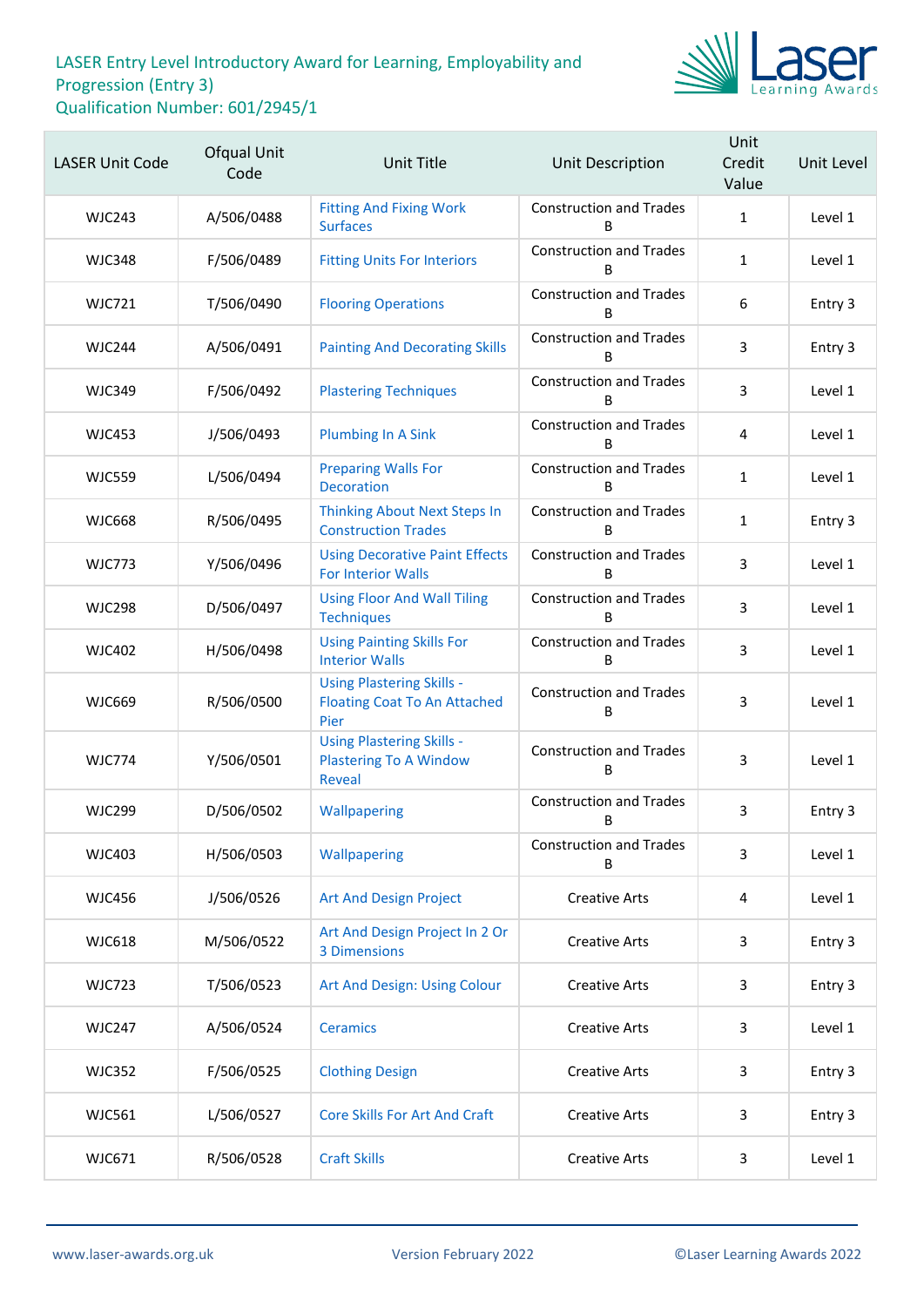# LASER Entry Level Introductory Award for Learning, Employability and Progression (Entry 3)

Qualification Number: 601/2945/1

| LASER Unit Code | Ofqual Unit Code | Unit Title | Unit Description | Unit Credit Value | Unit Level |
|---|---|---|---|---|---|
| WJC243 | A/506/0488 | Fitting And Fixing Work Surfaces | Construction and Trades B | 1 | Level 1 |
| WJC348 | F/506/0489 | Fitting Units For Interiors | Construction and Trades B | 1 | Level 1 |
| WJC721 | T/506/0490 | Flooring Operations | Construction and Trades B | 6 | Entry 3 |
| WJC244 | A/506/0491 | Painting And Decorating Skills | Construction and Trades B | 3 | Entry 3 |
| WJC349 | F/506/0492 | Plastering Techniques | Construction and Trades B | 3 | Level 1 |
| WJC453 | J/506/0493 | Plumbing In A Sink | Construction and Trades B | 4 | Level 1 |
| WJC559 | L/506/0494 | Preparing Walls For Decoration | Construction and Trades B | 1 | Level 1 |
| WJC668 | R/506/0495 | Thinking About Next Steps In Construction Trades | Construction and Trades B | 1 | Entry 3 |
| WJC773 | Y/506/0496 | Using Decorative Paint Effects For Interior Walls | Construction and Trades B | 3 | Level 1 |
| WJC298 | D/506/0497 | Using Floor And Wall Tiling Techniques | Construction and Trades B | 3 | Level 1 |
| WJC402 | H/506/0498 | Using Painting Skills For Interior Walls | Construction and Trades B | 3 | Level 1 |
| WJC669 | R/506/0500 | Using Plastering Skills - Floating Coat To An Attached Pier | Construction and Trades B | 3 | Level 1 |
| WJC774 | Y/506/0501 | Using Plastering Skills - Plastering To A Window Reveal | Construction and Trades B | 3 | Level 1 |
| WJC299 | D/506/0502 | Wallpapering | Construction and Trades B | 3 | Entry 3 |
| WJC403 | H/506/0503 | Wallpapering | Construction and Trades B | 3 | Level 1 |
| WJC456 | J/506/0526 | Art And Design Project | Creative Arts | 4 | Level 1 |
| WJC618 | M/506/0522 | Art And Design Project In 2 Or 3 Dimensions | Creative Arts | 3 | Entry 3 |
| WJC723 | T/506/0523 | Art And Design: Using Colour | Creative Arts | 3 | Entry 3 |
| WJC247 | A/506/0524 | Ceramics | Creative Arts | 3 | Level 1 |
| WJC352 | F/506/0525 | Clothing Design | Creative Arts | 3 | Entry 3 |
| WJC561 | L/506/0527 | Core Skills For Art And Craft | Creative Arts | 3 | Entry 3 |
| WJC671 | R/506/0528 | Craft Skills | Creative Arts | 3 | Level 1 |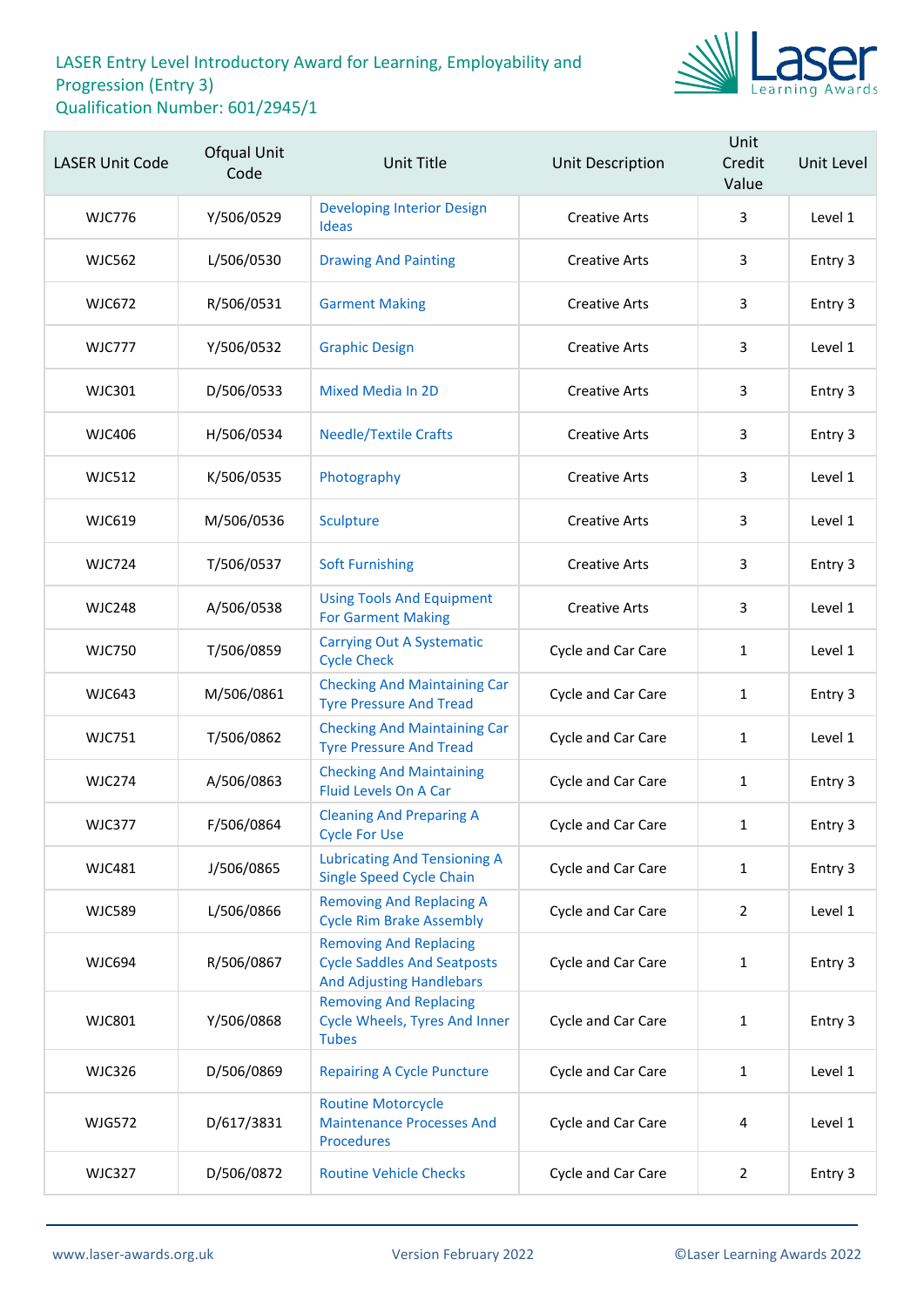LASER Entry Level Introductory Award for Learning, Employability and Progression (Entry 3)
Qualification Number: 601/2945/1

| LASER Unit Code | Ofqual Unit Code | Unit Title | Unit Description | Unit Credit Value | Unit Level |
|---|---|---|---|---|---|
| WJC776 | Y/506/0529 | Developing Interior Design Ideas | Creative Arts | 3 | Level 1 |
| WJC562 | L/506/0530 | Drawing And Painting | Creative Arts | 3 | Entry 3 |
| WJC672 | R/506/0531 | Garment Making | Creative Arts | 3 | Entry 3 |
| WJC777 | Y/506/0532 | Graphic Design | Creative Arts | 3 | Level 1 |
| WJC301 | D/506/0533 | Mixed Media In 2D | Creative Arts | 3 | Entry 3 |
| WJC406 | H/506/0534 | Needle/Textile Crafts | Creative Arts | 3 | Entry 3 |
| WJC512 | K/506/0535 | Photography | Creative Arts | 3 | Level 1 |
| WJC619 | M/506/0536 | Sculpture | Creative Arts | 3 | Level 1 |
| WJC724 | T/506/0537 | Soft Furnishing | Creative Arts | 3 | Entry 3 |
| WJC248 | A/506/0538 | Using Tools And Equipment For Garment Making | Creative Arts | 3 | Level 1 |
| WJC750 | T/506/0859 | Carrying Out A Systematic Cycle Check | Cycle and Car Care | 1 | Level 1 |
| WJC643 | M/506/0861 | Checking And Maintaining Car Tyre Pressure And Tread | Cycle and Car Care | 1 | Entry 3 |
| WJC751 | T/506/0862 | Checking And Maintaining Car Tyre Pressure And Tread | Cycle and Car Care | 1 | Level 1 |
| WJC274 | A/506/0863 | Checking And Maintaining Fluid Levels On A Car | Cycle and Car Care | 1 | Entry 3 |
| WJC377 | F/506/0864 | Cleaning And Preparing A Cycle For Use | Cycle and Car Care | 1 | Entry 3 |
| WJC481 | J/506/0865 | Lubricating And Tensioning A Single Speed Cycle Chain | Cycle and Car Care | 1 | Entry 3 |
| WJC589 | L/506/0866 | Removing And Replacing A Cycle Rim Brake Assembly | Cycle and Car Care | 2 | Level 1 |
| WJC694 | R/506/0867 | Removing And Replacing Cycle Saddles And Seatposts And Adjusting Handlebars | Cycle and Car Care | 1 | Entry 3 |
| WJC801 | Y/506/0868 | Removing And Replacing Cycle Wheels, Tyres And Inner Tubes | Cycle and Car Care | 1 | Entry 3 |
| WJC326 | D/506/0869 | Repairing A Cycle Puncture | Cycle and Car Care | 1 | Level 1 |
| WJG572 | D/617/3831 | Routine Motorcycle Maintenance Processes And Procedures | Cycle and Car Care | 4 | Level 1 |
| WJC327 | D/506/0872 | Routine Vehicle Checks | Cycle and Car Care | 2 | Entry 3 |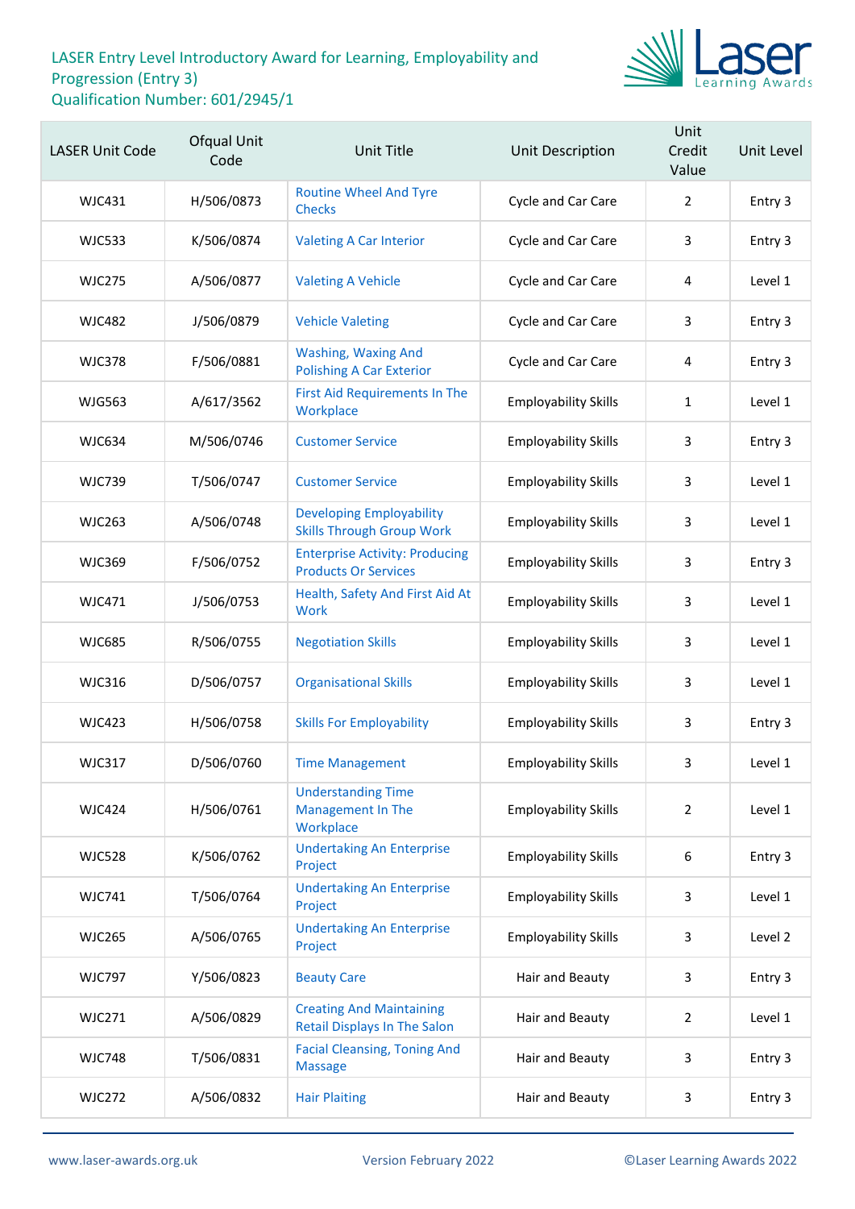LASER Entry Level Introductory Award for Learning, Employability and Progression (Entry 3)
Qualification Number: 601/2945/1

| LASER Unit Code | Ofqual Unit Code | Unit Title | Unit Description | Unit Credit Value | Unit Level |
|---|---|---|---|---|---|
| WJC431 | H/506/0873 | Routine Wheel And Tyre Checks | Cycle and Car Care | 2 | Entry 3 |
| WJC533 | K/506/0874 | Valeting A Car Interior | Cycle and Car Care | 3 | Entry 3 |
| WJC275 | A/506/0877 | Valeting A Vehicle | Cycle and Car Care | 4 | Level 1 |
| WJC482 | J/506/0879 | Vehicle Valeting | Cycle and Car Care | 3 | Entry 3 |
| WJC378 | F/506/0881 | Washing, Waxing And Polishing A Car Exterior | Cycle and Car Care | 4 | Entry 3 |
| WJG563 | A/617/3562 | First Aid Requirements In The Workplace | Employability Skills | 1 | Level 1 |
| WJC634 | M/506/0746 | Customer Service | Employability Skills | 3 | Entry 3 |
| WJC739 | T/506/0747 | Customer Service | Employability Skills | 3 | Level 1 |
| WJC263 | A/506/0748 | Developing Employability Skills Through Group Work | Employability Skills | 3 | Level 1 |
| WJC369 | F/506/0752 | Enterprise Activity: Producing Products Or Services | Employability Skills | 3 | Entry 3 |
| WJC471 | J/506/0753 | Health, Safety And First Aid At Work | Employability Skills | 3 | Level 1 |
| WJC685 | R/506/0755 | Negotiation Skills | Employability Skills | 3 | Level 1 |
| WJC316 | D/506/0757 | Organisational Skills | Employability Skills | 3 | Level 1 |
| WJC423 | H/506/0758 | Skills For Employability | Employability Skills | 3 | Entry 3 |
| WJC317 | D/506/0760 | Time Management | Employability Skills | 3 | Level 1 |
| WJC424 | H/506/0761 | Understanding Time Management In The Workplace | Employability Skills | 2 | Level 1 |
| WJC528 | K/506/0762 | Undertaking An Enterprise Project | Employability Skills | 6 | Entry 3 |
| WJC741 | T/506/0764 | Undertaking An Enterprise Project | Employability Skills | 3 | Level 1 |
| WJC265 | A/506/0765 | Undertaking An Enterprise Project | Employability Skills | 3 | Level 2 |
| WJC797 | Y/506/0823 | Beauty Care | Hair and Beauty | 3 | Entry 3 |
| WJC271 | A/506/0829 | Creating And Maintaining Retail Displays In The Salon | Hair and Beauty | 2 | Level 1 |
| WJC748 | T/506/0831 | Facial Cleansing, Toning And Massage | Hair and Beauty | 3 | Entry 3 |
| WJC272 | A/506/0832 | Hair Plaiting | Hair and Beauty | 3 | Entry 3 |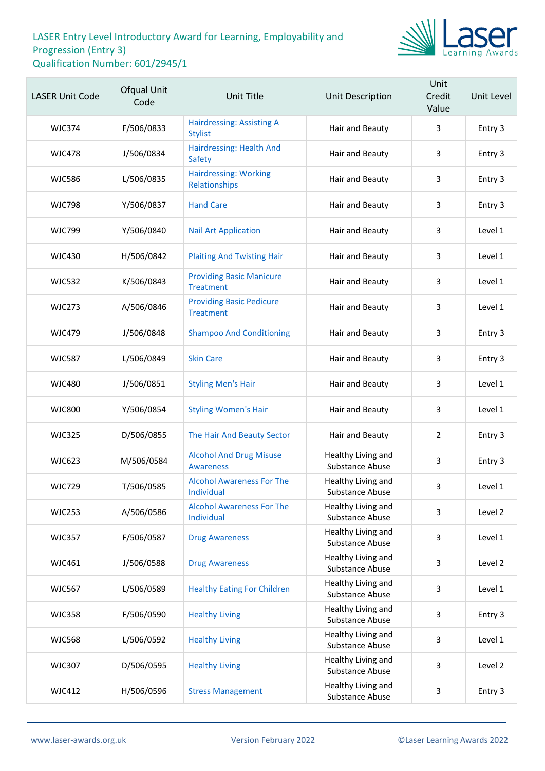# LASER Entry Level Introductory Award for Learning, Employability and Progression (Entry 3)

Qualification Number: 601/2945/1

| LASER Unit Code | Ofqual Unit Code | Unit Title | Unit Description | Unit Credit Value | Unit Level |
|---|---|---|---|---|---|
| WJC374 | F/506/0833 | Hairdressing: Assisting A Stylist | Hair and Beauty | 3 | Entry 3 |
| WJC478 | J/506/0834 | Hairdressing: Health And Safety | Hair and Beauty | 3 | Entry 3 |
| WJC586 | L/506/0835 | Hairdressing: Working Relationships | Hair and Beauty | 3 | Entry 3 |
| WJC798 | Y/506/0837 | Hand Care | Hair and Beauty | 3 | Entry 3 |
| WJC799 | Y/506/0840 | Nail Art Application | Hair and Beauty | 3 | Level 1 |
| WJC430 | H/506/0842 | Plaiting And Twisting Hair | Hair and Beauty | 3 | Level 1 |
| WJC532 | K/506/0843 | Providing Basic Manicure Treatment | Hair and Beauty | 3 | Level 1 |
| WJC273 | A/506/0846 | Providing Basic Pedicure Treatment | Hair and Beauty | 3 | Level 1 |
| WJC479 | J/506/0848 | Shampoo And Conditioning | Hair and Beauty | 3 | Entry 3 |
| WJC587 | L/506/0849 | Skin Care | Hair and Beauty | 3 | Entry 3 |
| WJC480 | J/506/0851 | Styling Men's Hair | Hair and Beauty | 3 | Level 1 |
| WJC800 | Y/506/0854 | Styling Women's Hair | Hair and Beauty | 3 | Level 1 |
| WJC325 | D/506/0855 | The Hair And Beauty Sector | Hair and Beauty | 2 | Entry 3 |
| WJC623 | M/506/0584 | Alcohol And Drug Misuse Awareness | Healthy Living and Substance Abuse | 3 | Entry 3 |
| WJC729 | T/506/0585 | Alcohol Awareness For The Individual | Healthy Living and Substance Abuse | 3 | Level 1 |
| WJC253 | A/506/0586 | Alcohol Awareness For The Individual | Healthy Living and Substance Abuse | 3 | Level 2 |
| WJC357 | F/506/0587 | Drug Awareness | Healthy Living and Substance Abuse | 3 | Level 1 |
| WJC461 | J/506/0588 | Drug Awareness | Healthy Living and Substance Abuse | 3 | Level 2 |
| WJC567 | L/506/0589 | Healthy Eating For Children | Healthy Living and Substance Abuse | 3 | Level 1 |
| WJC358 | F/506/0590 | Healthy Living | Healthy Living and Substance Abuse | 3 | Entry 3 |
| WJC568 | L/506/0592 | Healthy Living | Healthy Living and Substance Abuse | 3 | Level 1 |
| WJC307 | D/506/0595 | Healthy Living | Healthy Living and Substance Abuse | 3 | Level 2 |
| WJC412 | H/506/0596 | Stress Management | Healthy Living and Substance Abuse | 3 | Entry 3 |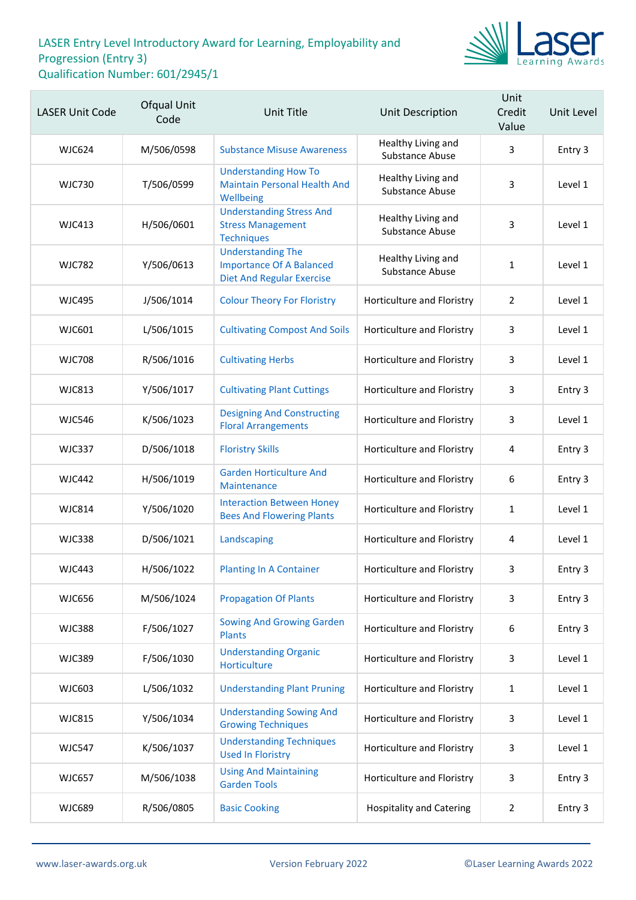LASER Entry Level Introductory Award for Learning, Employability and Progression (Entry 3)
Qualification Number: 601/2945/1

| LASER Unit Code | Ofqual Unit Code | Unit Title | Unit Description | Unit Credit Value | Unit Level |
|---|---|---|---|---|---|
| WJC624 | M/506/0598 | Substance Misuse Awareness | Healthy Living and Substance Abuse | 3 | Entry 3 |
| WJC730 | T/506/0599 | Understanding How To Maintain Personal Health And Wellbeing | Healthy Living and Substance Abuse | 3 | Level 1 |
| WJC413 | H/506/0601 | Understanding Stress And Stress Management Techniques | Healthy Living and Substance Abuse | 3 | Level 1 |
| WJC782 | Y/506/0613 | Understanding The Importance Of A Balanced Diet And Regular Exercise | Healthy Living and Substance Abuse | 1 | Level 1 |
| WJC495 | J/506/1014 | Colour Theory For Floristry | Horticulture and Floristry | 2 | Level 1 |
| WJC601 | L/506/1015 | Cultivating Compost And Soils | Horticulture and Floristry | 3 | Level 1 |
| WJC708 | R/506/1016 | Cultivating Herbs | Horticulture and Floristry | 3 | Level 1 |
| WJC813 | Y/506/1017 | Cultivating Plant Cuttings | Horticulture and Floristry | 3 | Entry 3 |
| WJC546 | K/506/1023 | Designing And Constructing Floral Arrangements | Horticulture and Floristry | 3 | Level 1 |
| WJC337 | D/506/1018 | Floristry Skills | Horticulture and Floristry | 4 | Entry 3 |
| WJC442 | H/506/1019 | Garden Horticulture And Maintenance | Horticulture and Floristry | 6 | Entry 3 |
| WJC814 | Y/506/1020 | Interaction Between Honey Bees And Flowering Plants | Horticulture and Floristry | 1 | Level 1 |
| WJC338 | D/506/1021 | Landscaping | Horticulture and Floristry | 4 | Level 1 |
| WJC443 | H/506/1022 | Planting In A Container | Horticulture and Floristry | 3 | Entry 3 |
| WJC656 | M/506/1024 | Propagation Of Plants | Horticulture and Floristry | 3 | Entry 3 |
| WJC388 | F/506/1027 | Sowing And Growing Garden Plants | Horticulture and Floristry | 6 | Entry 3 |
| WJC389 | F/506/1030 | Understanding Organic Horticulture | Horticulture and Floristry | 3 | Level 1 |
| WJC603 | L/506/1032 | Understanding Plant Pruning | Horticulture and Floristry | 1 | Level 1 |
| WJC815 | Y/506/1034 | Understanding Sowing And Growing Techniques | Horticulture and Floristry | 3 | Level 1 |
| WJC547 | K/506/1037 | Understanding Techniques Used In Floristry | Horticulture and Floristry | 3 | Level 1 |
| WJC657 | M/506/1038 | Using And Maintaining Garden Tools | Horticulture and Floristry | 3 | Entry 3 |
| WJC689 | R/506/0805 | Basic Cooking | Hospitality and Catering | 2 | Entry 3 |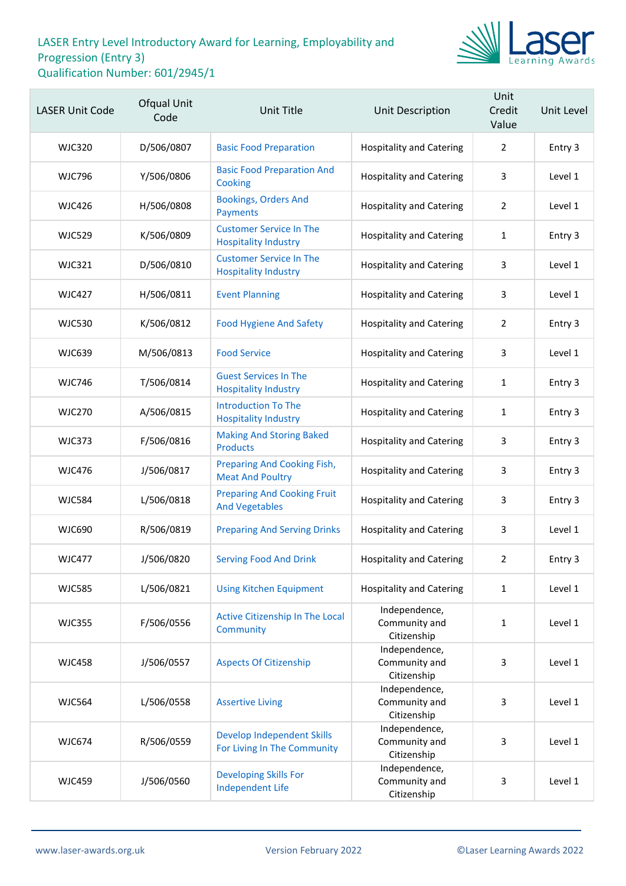LASER Entry Level Introductory Award for Learning, Employability and Progression (Entry 3)
Qualification Number: 601/2945/1

| LASER Unit Code | Ofqual Unit Code | Unit Title | Unit Description | Unit Credit Value | Unit Level |
|---|---|---|---|---|---|
| WJC320 | D/506/0807 | Basic Food Preparation | Hospitality and Catering | 2 | Entry 3 |
| WJC796 | Y/506/0806 | Basic Food Preparation And Cooking | Hospitality and Catering | 3 | Level 1 |
| WJC426 | H/506/0808 | Bookings, Orders And Payments | Hospitality and Catering | 2 | Level 1 |
| WJC529 | K/506/0809 | Customer Service In The Hospitality Industry | Hospitality and Catering | 1 | Entry 3 |
| WJC321 | D/506/0810 | Customer Service In The Hospitality Industry | Hospitality and Catering | 3 | Level 1 |
| WJC427 | H/506/0811 | Event Planning | Hospitality and Catering | 3 | Level 1 |
| WJC530 | K/506/0812 | Food Hygiene And Safety | Hospitality and Catering | 2 | Entry 3 |
| WJC639 | M/506/0813 | Food Service | Hospitality and Catering | 3 | Level 1 |
| WJC746 | T/506/0814 | Guest Services In The Hospitality Industry | Hospitality and Catering | 1 | Entry 3 |
| WJC270 | A/506/0815 | Introduction To The Hospitality Industry | Hospitality and Catering | 1 | Entry 3 |
| WJC373 | F/506/0816 | Making And Storing Baked Products | Hospitality and Catering | 3 | Entry 3 |
| WJC476 | J/506/0817 | Preparing And Cooking Fish, Meat And Poultry | Hospitality and Catering | 3 | Entry 3 |
| WJC584 | L/506/0818 | Preparing And Cooking Fruit And Vegetables | Hospitality and Catering | 3 | Entry 3 |
| WJC690 | R/506/0819 | Preparing And Serving Drinks | Hospitality and Catering | 3 | Level 1 |
| WJC477 | J/506/0820 | Serving Food And Drink | Hospitality and Catering | 2 | Entry 3 |
| WJC585 | L/506/0821 | Using Kitchen Equipment | Hospitality and Catering | 1 | Level 1 |
| WJC355 | F/506/0556 | Active Citizenship In The Local Community | Independence, Community and Citizenship | 1 | Level 1 |
| WJC458 | J/506/0557 | Aspects Of Citizenship | Independence, Community and Citizenship | 3 | Level 1 |
| WJC564 | L/506/0558 | Assertive Living | Independence, Community and Citizenship | 3 | Level 1 |
| WJC674 | R/506/0559 | Develop Independent Skills For Living In The Community | Independence, Community and Citizenship | 3 | Level 1 |
| WJC459 | J/506/0560 | Developing Skills For Independent Life | Independence, Community and Citizenship | 3 | Level 1 |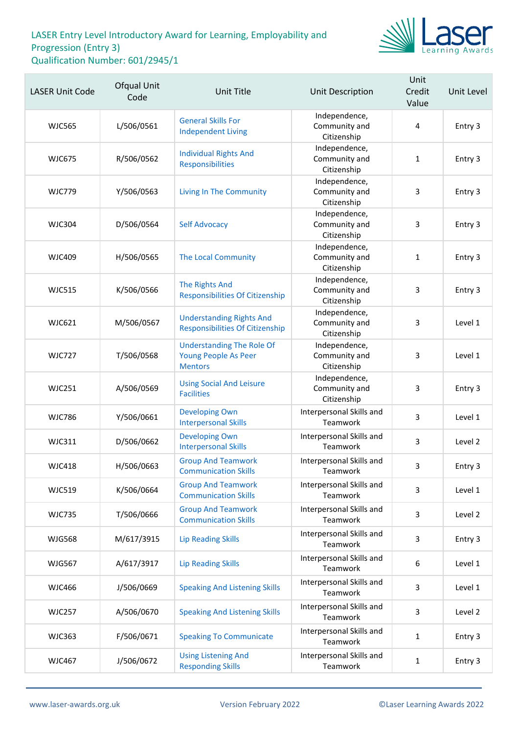# LASER Entry Level Introductory Award for Learning, Employability and Progression (Entry 3)
Qualification Number: 601/2945/1

| LASER Unit Code | Ofqual Unit Code | Unit Title | Unit Description | Unit Credit Value | Unit Level |
|---|---|---|---|---|---|
| WJC565 | L/506/0561 | General Skills For Independent Living | Independence, Community and Citizenship | 4 | Entry 3 |
| WJC675 | R/506/0562 | Individual Rights And Responsibilities | Independence, Community and Citizenship | 1 | Entry 3 |
| WJC779 | Y/506/0563 | Living In The Community | Independence, Community and Citizenship | 3 | Entry 3 |
| WJC304 | D/506/0564 | Self Advocacy | Independence, Community and Citizenship | 3 | Entry 3 |
| WJC409 | H/506/0565 | The Local Community | Independence, Community and Citizenship | 1 | Entry 3 |
| WJC515 | K/506/0566 | The Rights And Responsibilities Of Citizenship | Independence, Community and Citizenship | 3 | Entry 3 |
| WJC621 | M/506/0567 | Understanding Rights And Responsibilities Of Citizenship | Independence, Community and Citizenship | 3 | Level 1 |
| WJC727 | T/506/0568 | Understanding The Role Of Young People As Peer Mentors | Independence, Community and Citizenship | 3 | Level 1 |
| WJC251 | A/506/0569 | Using Social And Leisure Facilities | Independence, Community and Citizenship | 3 | Entry 3 |
| WJC786 | Y/506/0661 | Developing Own Interpersonal Skills | Interpersonal Skills and Teamwork | 3 | Level 1 |
| WJC311 | D/506/0662 | Developing Own Interpersonal Skills | Interpersonal Skills and Teamwork | 3 | Level 2 |
| WJC418 | H/506/0663 | Group And Teamwork Communication Skills | Interpersonal Skills and Teamwork | 3 | Entry 3 |
| WJC519 | K/506/0664 | Group And Teamwork Communication Skills | Interpersonal Skills and Teamwork | 3 | Level 1 |
| WJC735 | T/506/0666 | Group And Teamwork Communication Skills | Interpersonal Skills and Teamwork | 3 | Level 2 |
| WJG568 | M/617/3915 | Lip Reading Skills | Interpersonal Skills and Teamwork | 3 | Entry 3 |
| WJG567 | A/617/3917 | Lip Reading Skills | Interpersonal Skills and Teamwork | 6 | Level 1 |
| WJC466 | J/506/0669 | Speaking And Listening Skills | Interpersonal Skills and Teamwork | 3 | Level 1 |
| WJC257 | A/506/0670 | Speaking And Listening Skills | Interpersonal Skills and Teamwork | 3 | Level 2 |
| WJC363 | F/506/0671 | Speaking To Communicate | Interpersonal Skills and Teamwork | 1 | Entry 3 |
| WJC467 | J/506/0672 | Using Listening And Responding Skills | Interpersonal Skills and Teamwork | 1 | Entry 3 |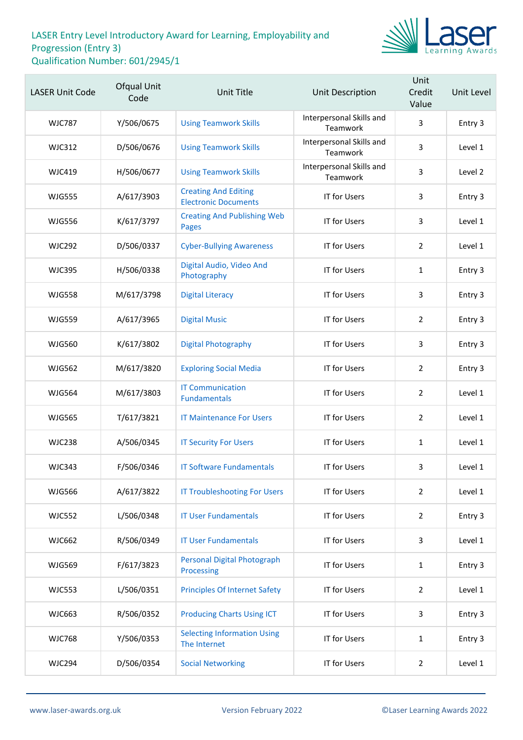# LASER Entry Level Introductory Award for Learning, Employability and Progression (Entry 3)

Qualification Number: 601/2945/1

| LASER Unit Code | Ofqual Unit Code | Unit Title | Unit Description | Unit Credit Value | Unit Level |
|---|---|---|---|---|---|
| WJC787 | Y/506/0675 | Using Teamwork Skills | Interpersonal Skills and Teamwork | 3 | Entry 3 |
| WJC312 | D/506/0676 | Using Teamwork Skills | Interpersonal Skills and Teamwork | 3 | Level 1 |
| WJC419 | H/506/0677 | Using Teamwork Skills | Interpersonal Skills and Teamwork | 3 | Level 2 |
| WJG555 | A/617/3903 | Creating And Editing Electronic Documents | IT for Users | 3 | Entry 3 |
| WJG556 | K/617/3797 | Creating And Publishing Web Pages | IT for Users | 3 | Level 1 |
| WJC292 | D/506/0337 | Cyber-Bullying Awareness | IT for Users | 2 | Level 1 |
| WJC395 | H/506/0338 | Digital Audio, Video And Photography | IT for Users | 1 | Entry 3 |
| WJG558 | M/617/3798 | Digital Literacy | IT for Users | 3 | Entry 3 |
| WJG559 | A/617/3965 | Digital Music | IT for Users | 2 | Entry 3 |
| WJG560 | K/617/3802 | Digital Photography | IT for Users | 3 | Entry 3 |
| WJG562 | M/617/3820 | Exploring Social Media | IT for Users | 2 | Entry 3 |
| WJG564 | M/617/3803 | IT Communication Fundamentals | IT for Users | 2 | Level 1 |
| WJG565 | T/617/3821 | IT Maintenance For Users | IT for Users | 2 | Level 1 |
| WJC238 | A/506/0345 | IT Security For Users | IT for Users | 1 | Level 1 |
| WJC343 | F/506/0346 | IT Software Fundamentals | IT for Users | 3 | Level 1 |
| WJG566 | A/617/3822 | IT Troubleshooting For Users | IT for Users | 2 | Level 1 |
| WJC552 | L/506/0348 | IT User Fundamentals | IT for Users | 2 | Entry 3 |
| WJC662 | R/506/0349 | IT User Fundamentals | IT for Users | 3 | Level 1 |
| WJG569 | F/617/3823 | Personal Digital Photograph Processing | IT for Users | 1 | Entry 3 |
| WJC553 | L/506/0351 | Principles Of Internet Safety | IT for Users | 2 | Level 1 |
| WJC663 | R/506/0352 | Producing Charts Using ICT | IT for Users | 3 | Entry 3 |
| WJC768 | Y/506/0353 | Selecting Information Using The Internet | IT for Users | 1 | Entry 3 |
| WJC294 | D/506/0354 | Social Networking | IT for Users | 2 | Level 1 |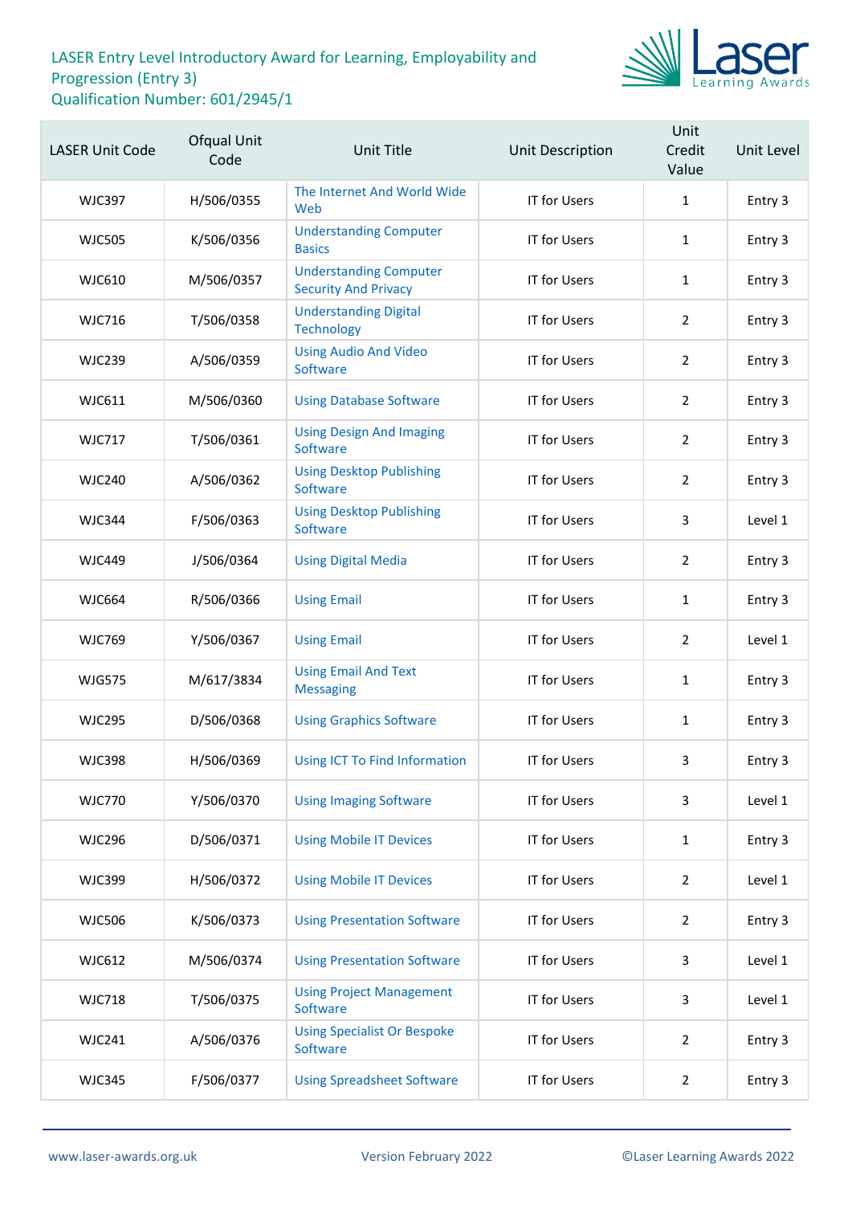# LASER Entry Level Introductory Award for Learning, Employability and Progression (Entry 3)
Qualification Number: 601/2945/1

| LASER Unit Code | Ofqual Unit Code | Unit Title | Unit Description | Unit Credit Value | Unit Level |
|---|---|---|---|---|---|
| WJC397 | H/506/0355 | The Internet And World Wide Web | IT for Users | 1 | Entry 3 |
| WJC505 | K/506/0356 | Understanding Computer Basics | IT for Users | 1 | Entry 3 |
| WJC610 | M/506/0357 | Understanding Computer Security And Privacy | IT for Users | 1 | Entry 3 |
| WJC716 | T/506/0358 | Understanding Digital Technology | IT for Users | 2 | Entry 3 |
| WJC239 | A/506/0359 | Using Audio And Video Software | IT for Users | 2 | Entry 3 |
| WJC611 | M/506/0360 | Using Database Software | IT for Users | 2 | Entry 3 |
| WJC717 | T/506/0361 | Using Design And Imaging Software | IT for Users | 2 | Entry 3 |
| WJC240 | A/506/0362 | Using Desktop Publishing Software | IT for Users | 2 | Entry 3 |
| WJC344 | F/506/0363 | Using Desktop Publishing Software | IT for Users | 3 | Level 1 |
| WJC449 | J/506/0364 | Using Digital Media | IT for Users | 2 | Entry 3 |
| WJC664 | R/506/0366 | Using Email | IT for Users | 1 | Entry 3 |
| WJC769 | Y/506/0367 | Using Email | IT for Users | 2 | Level 1 |
| WJG575 | M/617/3834 | Using Email And Text Messaging | IT for Users | 1 | Entry 3 |
| WJC295 | D/506/0368 | Using Graphics Software | IT for Users | 1 | Entry 3 |
| WJC398 | H/506/0369 | Using ICT To Find Information | IT for Users | 3 | Entry 3 |
| WJC770 | Y/506/0370 | Using Imaging Software | IT for Users | 3 | Level 1 |
| WJC296 | D/506/0371 | Using Mobile IT Devices | IT for Users | 1 | Entry 3 |
| WJC399 | H/506/0372 | Using Mobile IT Devices | IT for Users | 2 | Level 1 |
| WJC506 | K/506/0373 | Using Presentation Software | IT for Users | 2 | Entry 3 |
| WJC612 | M/506/0374 | Using Presentation Software | IT for Users | 3 | Level 1 |
| WJC718 | T/506/0375 | Using Project Management Software | IT for Users | 3 | Level 1 |
| WJC241 | A/506/0376 | Using Specialist Or Bespoke Software | IT for Users | 2 | Entry 3 |
| WJC345 | F/506/0377 | Using Spreadsheet Software | IT for Users | 2 | Entry 3 |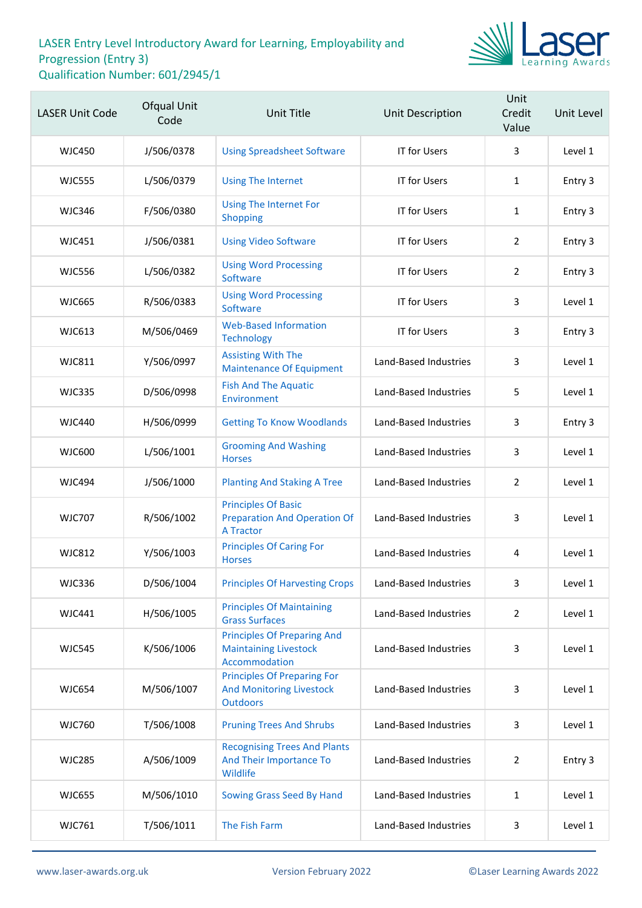# LASER Entry Level Introductory Award for Learning, Employability and Progression (Entry 3)
Qualification Number: 601/2945/1

| LASER Unit Code | Ofqual Unit Code | Unit Title | Unit Description | Unit Credit Value | Unit Level |
|---|---|---|---|---|---|
| WJC450 | J/506/0378 | Using Spreadsheet Software | IT for Users | 3 | Level 1 |
| WJC555 | L/506/0379 | Using The Internet | IT for Users | 1 | Entry 3 |
| WJC346 | F/506/0380 | Using The Internet For Shopping | IT for Users | 1 | Entry 3 |
| WJC451 | J/506/0381 | Using Video Software | IT for Users | 2 | Entry 3 |
| WJC556 | L/506/0382 | Using Word Processing Software | IT for Users | 2 | Entry 3 |
| WJC665 | R/506/0383 | Using Word Processing Software | IT for Users | 3 | Level 1 |
| WJC613 | M/506/0469 | Web-Based Information Technology | IT for Users | 3 | Entry 3 |
| WJC811 | Y/506/0997 | Assisting With The Maintenance Of Equipment | Land-Based Industries | 3 | Level 1 |
| WJC335 | D/506/0998 | Fish And The Aquatic Environment | Land-Based Industries | 5 | Level 1 |
| WJC440 | H/506/0999 | Getting To Know Woodlands | Land-Based Industries | 3 | Entry 3 |
| WJC600 | L/506/1001 | Grooming And Washing Horses | Land-Based Industries | 3 | Level 1 |
| WJC494 | J/506/1000 | Planting And Staking A Tree | Land-Based Industries | 2 | Level 1 |
| WJC707 | R/506/1002 | Principles Of Basic Preparation And Operation Of A Tractor | Land-Based Industries | 3 | Level 1 |
| WJC812 | Y/506/1003 | Principles Of Caring For Horses | Land-Based Industries | 4 | Level 1 |
| WJC336 | D/506/1004 | Principles Of Harvesting Crops | Land-Based Industries | 3 | Level 1 |
| WJC441 | H/506/1005 | Principles Of Maintaining Grass Surfaces | Land-Based Industries | 2 | Level 1 |
| WJC545 | K/506/1006 | Principles Of Preparing And Maintaining Livestock Accommodation | Land-Based Industries | 3 | Level 1 |
| WJC654 | M/506/1007 | Principles Of Preparing For And Monitoring Livestock Outdoors | Land-Based Industries | 3 | Level 1 |
| WJC760 | T/506/1008 | Pruning Trees And Shrubs | Land-Based Industries | 3 | Level 1 |
| WJC285 | A/506/1009 | Recognising Trees And Plants And Their Importance To Wildlife | Land-Based Industries | 2 | Entry 3 |
| WJC655 | M/506/1010 | Sowing Grass Seed By Hand | Land-Based Industries | 1 | Level 1 |
| WJC761 | T/506/1011 | The Fish Farm | Land-Based Industries | 3 | Level 1 |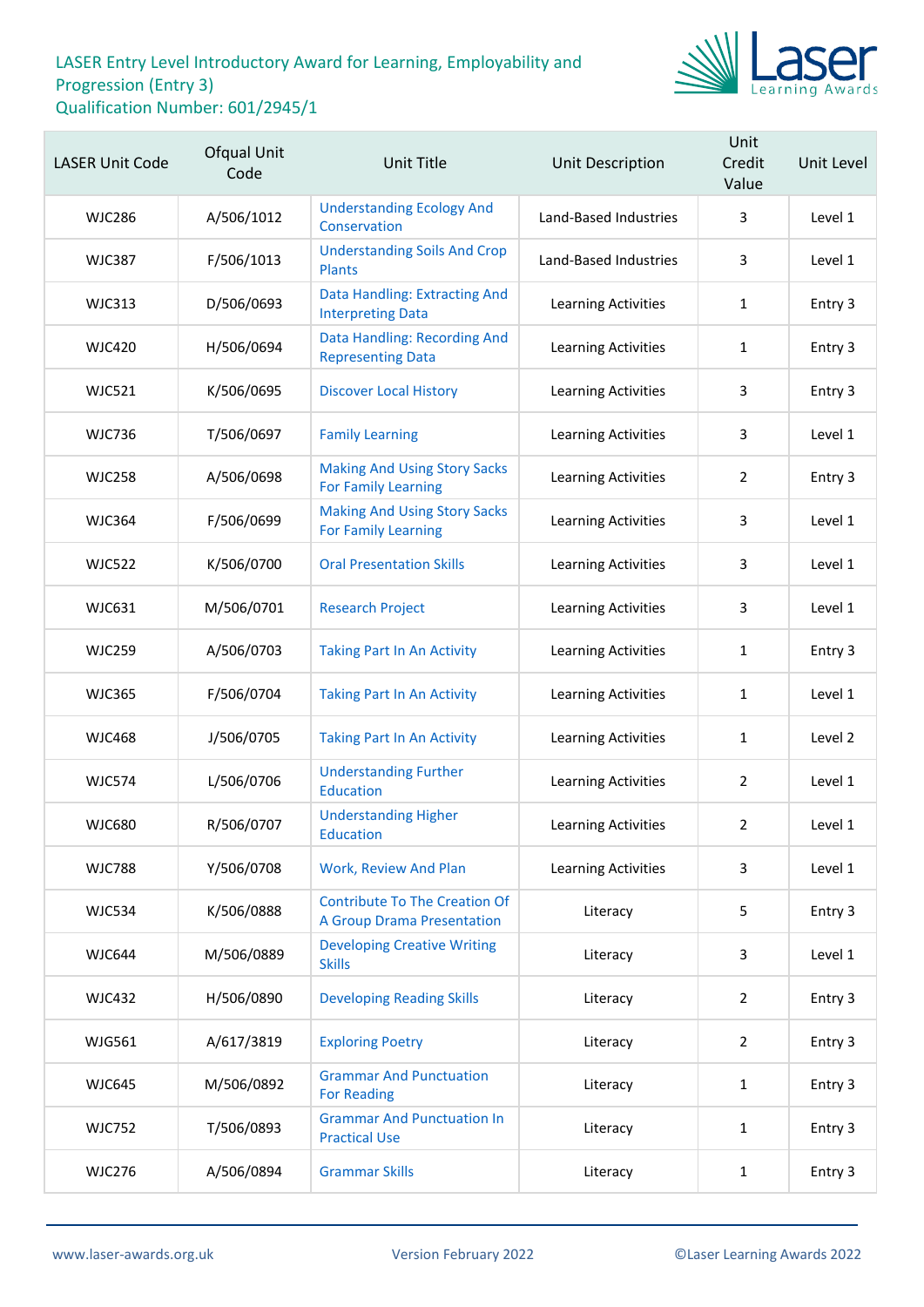LASER Entry Level Introductory Award for Learning, Employability and Progression (Entry 3)
Qualification Number: 601/2945/1

| LASER Unit Code | Ofqual Unit Code | Unit Title | Unit Description | Unit Credit Value | Unit Level |
|---|---|---|---|---|---|
| WJC286 | A/506/1012 | Understanding Ecology And Conservation | Land-Based Industries | 3 | Level 1 |
| WJC387 | F/506/1013 | Understanding Soils And Crop Plants | Land-Based Industries | 3 | Level 1 |
| WJC313 | D/506/0693 | Data Handling: Extracting And Interpreting Data | Learning Activities | 1 | Entry 3 |
| WJC420 | H/506/0694 | Data Handling: Recording And Representing Data | Learning Activities | 1 | Entry 3 |
| WJC521 | K/506/0695 | Discover Local History | Learning Activities | 3 | Entry 3 |
| WJC736 | T/506/0697 | Family Learning | Learning Activities | 3 | Level 1 |
| WJC258 | A/506/0698 | Making And Using Story Sacks For Family Learning | Learning Activities | 2 | Entry 3 |
| WJC364 | F/506/0699 | Making And Using Story Sacks For Family Learning | Learning Activities | 3 | Level 1 |
| WJC522 | K/506/0700 | Oral Presentation Skills | Learning Activities | 3 | Level 1 |
| WJC631 | M/506/0701 | Research Project | Learning Activities | 3 | Level 1 |
| WJC259 | A/506/0703 | Taking Part In An Activity | Learning Activities | 1 | Entry 3 |
| WJC365 | F/506/0704 | Taking Part In An Activity | Learning Activities | 1 | Level 1 |
| WJC468 | J/506/0705 | Taking Part In An Activity | Learning Activities | 1 | Level 2 |
| WJC574 | L/506/0706 | Understanding Further Education | Learning Activities | 2 | Level 1 |
| WJC680 | R/506/0707 | Understanding Higher Education | Learning Activities | 2 | Level 1 |
| WJC788 | Y/506/0708 | Work, Review And Plan | Learning Activities | 3 | Level 1 |
| WJC534 | K/506/0888 | Contribute To The Creation Of A Group Drama Presentation | Literacy | 5 | Entry 3 |
| WJC644 | M/506/0889 | Developing Creative Writing Skills | Literacy | 3 | Level 1 |
| WJC432 | H/506/0890 | Developing Reading Skills | Literacy | 2 | Entry 3 |
| WJG561 | A/617/3819 | Exploring Poetry | Literacy | 2 | Entry 3 |
| WJC645 | M/506/0892 | Grammar And Punctuation For Reading | Literacy | 1 | Entry 3 |
| WJC752 | T/506/0893 | Grammar And Punctuation In Practical Use | Literacy | 1 | Entry 3 |
| WJC276 | A/506/0894 | Grammar Skills | Literacy | 1 | Entry 3 |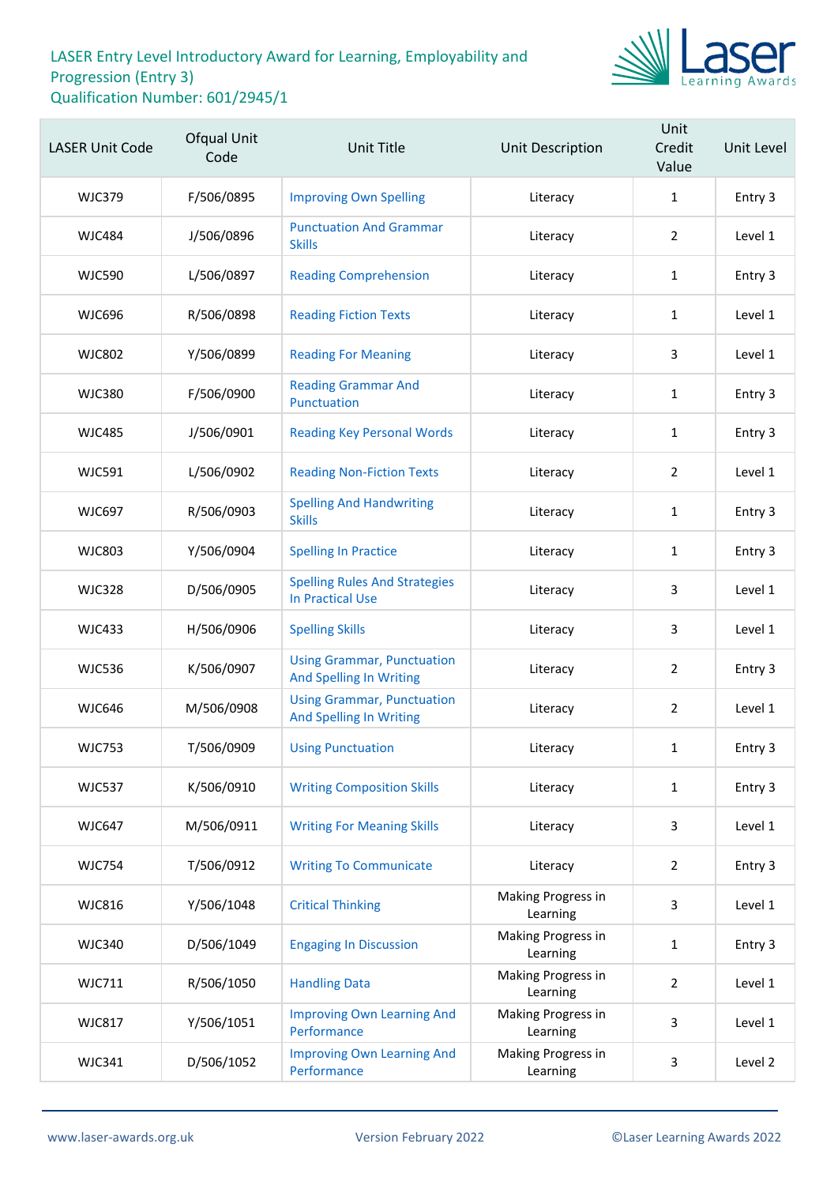# LASER Entry Level Introductory Award for Learning, Employability and Progression (Entry 3)

Qualification Number: 601/2945/1

| LASER Unit Code | Ofqual Unit Code | Unit Title | Unit Description | Unit Credit Value | Unit Level |
|---|---|---|---|---|---|
| WJC379 | F/506/0895 | Improving Own Spelling | Literacy | 1 | Entry 3 |
| WJC484 | J/506/0896 | Punctuation And Grammar Skills | Literacy | 2 | Level 1 |
| WJC590 | L/506/0897 | Reading Comprehension | Literacy | 1 | Entry 3 |
| WJC696 | R/506/0898 | Reading Fiction Texts | Literacy | 1 | Level 1 |
| WJC802 | Y/506/0899 | Reading For Meaning | Literacy | 3 | Level 1 |
| WJC380 | F/506/0900 | Reading Grammar And Punctuation | Literacy | 1 | Entry 3 |
| WJC485 | J/506/0901 | Reading Key Personal Words | Literacy | 1 | Entry 3 |
| WJC591 | L/506/0902 | Reading Non-Fiction Texts | Literacy | 2 | Level 1 |
| WJC697 | R/506/0903 | Spelling And Handwriting Skills | Literacy | 1 | Entry 3 |
| WJC803 | Y/506/0904 | Spelling In Practice | Literacy | 1 | Entry 3 |
| WJC328 | D/506/0905 | Spelling Rules And Strategies In Practical Use | Literacy | 3 | Level 1 |
| WJC433 | H/506/0906 | Spelling Skills | Literacy | 3 | Level 1 |
| WJC536 | K/506/0907 | Using Grammar, Punctuation And Spelling In Writing | Literacy | 2 | Entry 3 |
| WJC646 | M/506/0908 | Using Grammar, Punctuation And Spelling In Writing | Literacy | 2 | Level 1 |
| WJC753 | T/506/0909 | Using Punctuation | Literacy | 1 | Entry 3 |
| WJC537 | K/506/0910 | Writing Composition Skills | Literacy | 1 | Entry 3 |
| WJC647 | M/506/0911 | Writing For Meaning Skills | Literacy | 3 | Level 1 |
| WJC754 | T/506/0912 | Writing To Communicate | Literacy | 2 | Entry 3 |
| WJC816 | Y/506/1048 | Critical Thinking | Making Progress in Learning | 3 | Level 1 |
| WJC340 | D/506/1049 | Engaging In Discussion | Making Progress in Learning | 1 | Entry 3 |
| WJC711 | R/506/1050 | Handling Data | Making Progress in Learning | 2 | Level 1 |
| WJC817 | Y/506/1051 | Improving Own Learning And Performance | Making Progress in Learning | 3 | Level 1 |
| WJC341 | D/506/1052 | Improving Own Learning And Performance | Making Progress in Learning | 3 | Level 2 |

www.laser-awards.org.uk Version February 2022 ©Laser Learning Awards 2022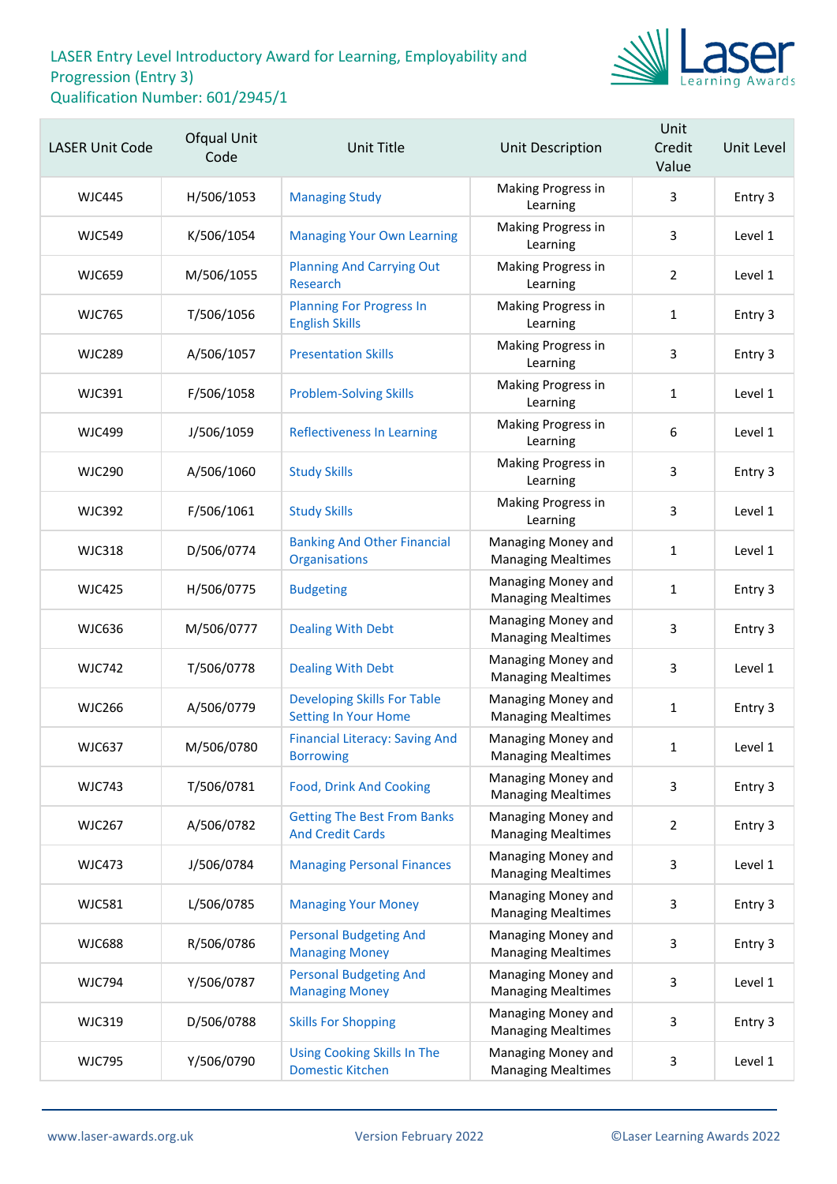# LASER Entry Level Introductory Award for Learning, Employability and Progression (Entry 3)

Qualification Number: 601/2945/1

| LASER Unit Code | Ofqual Unit Code | Unit Title | Unit Description | Unit Credit Value | Unit Level |
|---|---|---|---|---|---|
| WJC445 | H/506/1053 | Managing Study | Making Progress in Learning | 3 | Entry 3 |
| WJC549 | K/506/1054 | Managing Your Own Learning | Making Progress in Learning | 3 | Level 1 |
| WJC659 | M/506/1055 | Planning And Carrying Out Research | Making Progress in Learning | 2 | Level 1 |
| WJC765 | T/506/1056 | Planning For Progress In English Skills | Making Progress in Learning | 1 | Entry 3 |
| WJC289 | A/506/1057 | Presentation Skills | Making Progress in Learning | 3 | Entry 3 |
| WJC391 | F/506/1058 | Problem-Solving Skills | Making Progress in Learning | 1 | Level 1 |
| WJC499 | J/506/1059 | Reflectiveness In Learning | Making Progress in Learning | 6 | Level 1 |
| WJC290 | A/506/1060 | Study Skills | Making Progress in Learning | 3 | Entry 3 |
| WJC392 | F/506/1061 | Study Skills | Making Progress in Learning | 3 | Level 1 |
| WJC318 | D/506/0774 | Banking And Other Financial Organisations | Managing Money and Managing Mealtimes | 1 | Level 1 |
| WJC425 | H/506/0775 | Budgeting | Managing Money and Managing Mealtimes | 1 | Entry 3 |
| WJC636 | M/506/0777 | Dealing With Debt | Managing Money and Managing Mealtimes | 3 | Entry 3 |
| WJC742 | T/506/0778 | Dealing With Debt | Managing Money and Managing Mealtimes | 3 | Level 1 |
| WJC266 | A/506/0779 | Developing Skills For Table Setting In Your Home | Managing Money and Managing Mealtimes | 1 | Entry 3 |
| WJC637 | M/506/0780 | Financial Literacy: Saving And Borrowing | Managing Money and Managing Mealtimes | 1 | Level 1 |
| WJC743 | T/506/0781 | Food, Drink And Cooking | Managing Money and Managing Mealtimes | 3 | Entry 3 |
| WJC267 | A/506/0782 | Getting The Best From Banks And Credit Cards | Managing Money and Managing Mealtimes | 2 | Entry 3 |
| WJC473 | J/506/0784 | Managing Personal Finances | Managing Money and Managing Mealtimes | 3 | Level 1 |
| WJC581 | L/506/0785 | Managing Your Money | Managing Money and Managing Mealtimes | 3 | Entry 3 |
| WJC688 | R/506/0786 | Personal Budgeting And Managing Money | Managing Money and Managing Mealtimes | 3 | Entry 3 |
| WJC794 | Y/506/0787 | Personal Budgeting And Managing Money | Managing Money and Managing Mealtimes | 3 | Level 1 |
| WJC319 | D/506/0788 | Skills For Shopping | Managing Money and Managing Mealtimes | 3 | Entry 3 |
| WJC795 | Y/506/0790 | Using Cooking Skills In The Domestic Kitchen | Managing Money and Managing Mealtimes | 3 | Level 1 |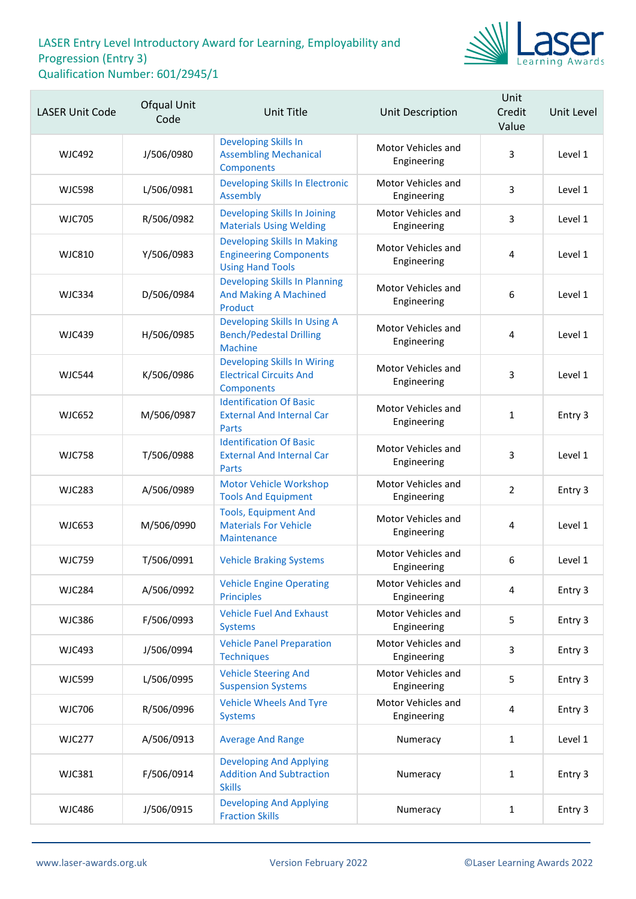# LASER Entry Level Introductory Award for Learning, Employability and Progression (Entry 3)

Qualification Number: 601/2945/1

| LASER Unit Code | Ofqual Unit Code | Unit Title | Unit Description | Unit Credit Value | Unit Level |
|---|---|---|---|---|---|
| WJC492 | J/506/0980 | Developing Skills In Assembling Mechanical Components | Motor Vehicles and Engineering | 3 | Level 1 |
| WJC598 | L/506/0981 | Developing Skills In Electronic Assembly | Motor Vehicles and Engineering | 3 | Level 1 |
| WJC705 | R/506/0982 | Developing Skills In Joining Materials Using Welding | Motor Vehicles and Engineering | 3 | Level 1 |
| WJC810 | Y/506/0983 | Developing Skills In Making Engineering Components Using Hand Tools | Motor Vehicles and Engineering | 4 | Level 1 |
| WJC334 | D/506/0984 | Developing Skills In Planning And Making A Machined Product | Motor Vehicles and Engineering | 6 | Level 1 |
| WJC439 | H/506/0985 | Developing Skills In Using A Bench/Pedestal Drilling Machine | Motor Vehicles and Engineering | 4 | Level 1 |
| WJC544 | K/506/0986 | Developing Skills In Wiring Electrical Circuits And Components | Motor Vehicles and Engineering | 3 | Level 1 |
| WJC652 | M/506/0987 | Identification Of Basic External And Internal Car Parts | Motor Vehicles and Engineering | 1 | Entry 3 |
| WJC758 | T/506/0988 | Identification Of Basic External And Internal Car Parts | Motor Vehicles and Engineering | 3 | Level 1 |
| WJC283 | A/506/0989 | Motor Vehicle Workshop Tools And Equipment | Motor Vehicles and Engineering | 2 | Entry 3 |
| WJC653 | M/506/0990 | Tools, Equipment And Materials For Vehicle Maintenance | Motor Vehicles and Engineering | 4 | Level 1 |
| WJC759 | T/506/0991 | Vehicle Braking Systems | Motor Vehicles and Engineering | 6 | Level 1 |
| WJC284 | A/506/0992 | Vehicle Engine Operating Principles | Motor Vehicles and Engineering | 4 | Entry 3 |
| WJC386 | F/506/0993 | Vehicle Fuel And Exhaust Systems | Motor Vehicles and Engineering | 5 | Entry 3 |
| WJC493 | J/506/0994 | Vehicle Panel Preparation Techniques | Motor Vehicles and Engineering | 3 | Entry 3 |
| WJC599 | L/506/0995 | Vehicle Steering And Suspension Systems | Motor Vehicles and Engineering | 5 | Entry 3 |
| WJC706 | R/506/0996 | Vehicle Wheels And Tyre Systems | Motor Vehicles and Engineering | 4 | Entry 3 |
| WJC277 | A/506/0913 | Average And Range | Numeracy | 1 | Level 1 |
| WJC381 | F/506/0914 | Developing And Applying Addition And Subtraction Skills | Numeracy | 1 | Entry 3 |
| WJC486 | J/506/0915 | Developing And Applying Fraction Skills | Numeracy | 1 | Entry 3 |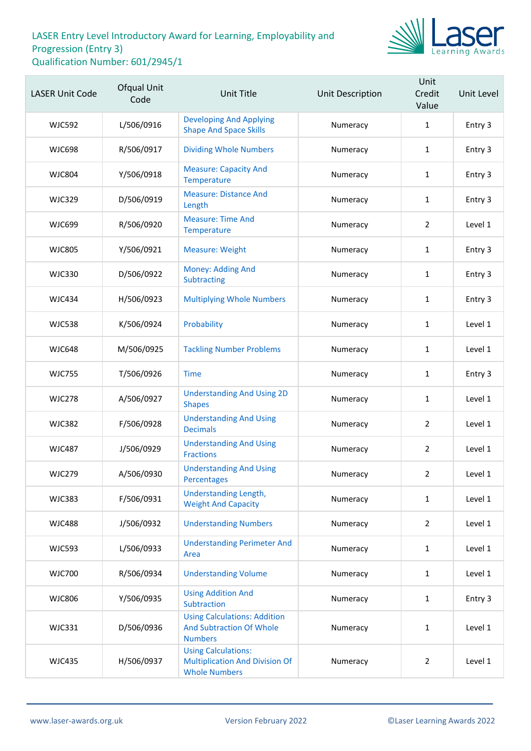# LASER Entry Level Introductory Award for Learning, Employability and Progression (Entry 3)

Qualification Number: 601/2945/1

| LASER Unit Code | Ofqual Unit Code | Unit Title | Unit Description | Unit Credit Value | Unit Level |
|---|---|---|---|---|---|
| WJC592 | L/506/0916 | Developing And Applying Shape And Space Skills | Numeracy | 1 | Entry 3 |
| WJC698 | R/506/0917 | Dividing Whole Numbers | Numeracy | 1 | Entry 3 |
| WJC804 | Y/506/0918 | Measure: Capacity And Temperature | Numeracy | 1 | Entry 3 |
| WJC329 | D/506/0919 | Measure: Distance And Length | Numeracy | 1 | Entry 3 |
| WJC699 | R/506/0920 | Measure: Time And Temperature | Numeracy | 2 | Level 1 |
| WJC805 | Y/506/0921 | Measure: Weight | Numeracy | 1 | Entry 3 |
| WJC330 | D/506/0922 | Money: Adding And Subtracting | Numeracy | 1 | Entry 3 |
| WJC434 | H/506/0923 | Multiplying Whole Numbers | Numeracy | 1 | Entry 3 |
| WJC538 | K/506/0924 | Probability | Numeracy | 1 | Level 1 |
| WJC648 | M/506/0925 | Tackling Number Problems | Numeracy | 1 | Level 1 |
| WJC755 | T/506/0926 | Time | Numeracy | 1 | Entry 3 |
| WJC278 | A/506/0927 | Understanding And Using 2D Shapes | Numeracy | 1 | Level 1 |
| WJC382 | F/506/0928 | Understanding And Using Decimals | Numeracy | 2 | Level 1 |
| WJC487 | J/506/0929 | Understanding And Using Fractions | Numeracy | 2 | Level 1 |
| WJC279 | A/506/0930 | Understanding And Using Percentages | Numeracy | 2 | Level 1 |
| WJC383 | F/506/0931 | Understanding Length, Weight And Capacity | Numeracy | 1 | Level 1 |
| WJC488 | J/506/0932 | Understanding Numbers | Numeracy | 2 | Level 1 |
| WJC593 | L/506/0933 | Understanding Perimeter And Area | Numeracy | 1 | Level 1 |
| WJC700 | R/506/0934 | Understanding Volume | Numeracy | 1 | Level 1 |
| WJC806 | Y/506/0935 | Using Addition And Subtraction | Numeracy | 1 | Entry 3 |
| WJC331 | D/506/0936 | Using Calculations: Addition And Subtraction Of Whole Numbers | Numeracy | 1 | Level 1 |
| WJC435 | H/506/0937 | Using Calculations: Multiplication And Division Of Whole Numbers | Numeracy | 2 | Level 1 |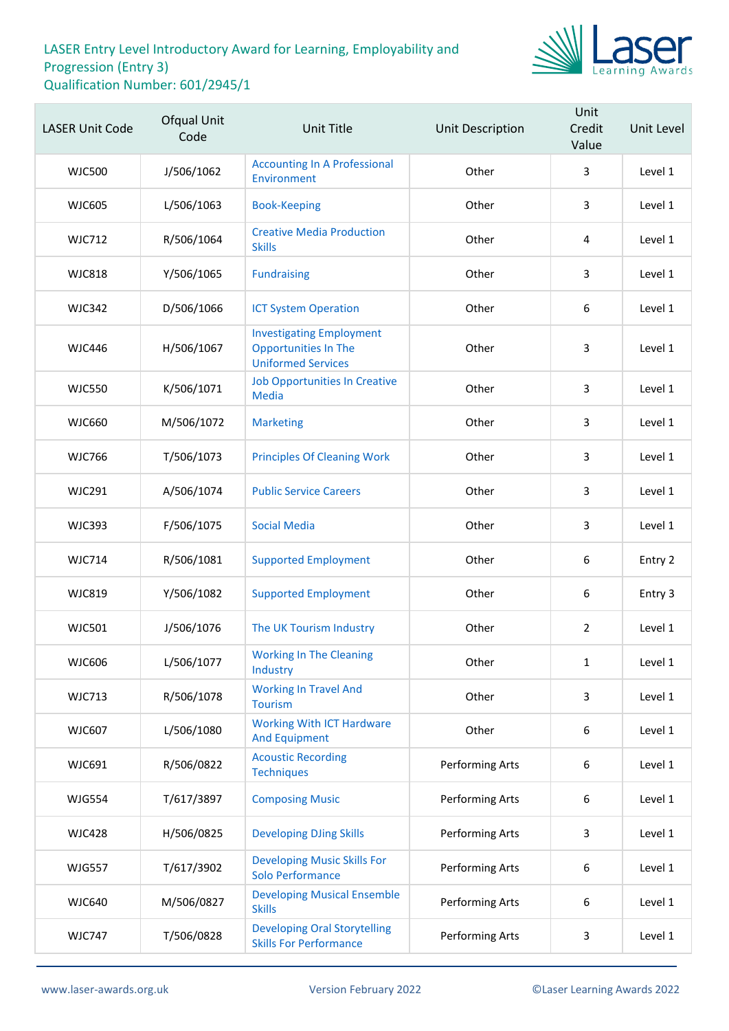LASER Entry Level Introductory Award for Learning, Employability and Progression (Entry 3)
Qualification Number: 601/2945/1

| LASER Unit Code | Ofqual Unit Code | Unit Title | Unit Description | Unit Credit Value | Unit Level |
|---|---|---|---|---|---|
| WJC500 | J/506/1062 | Accounting In A Professional Environment | Other | 3 | Level 1 |
| WJC605 | L/506/1063 | Book-Keeping | Other | 3 | Level 1 |
| WJC712 | R/506/1064 | Creative Media Production Skills | Other | 4 | Level 1 |
| WJC818 | Y/506/1065 | Fundraising | Other | 3 | Level 1 |
| WJC342 | D/506/1066 | ICT System Operation | Other | 6 | Level 1 |
| WJC446 | H/506/1067 | Investigating Employment Opportunities In The Uniformed Services | Other | 3 | Level 1 |
| WJC550 | K/506/1071 | Job Opportunities In Creative Media | Other | 3 | Level 1 |
| WJC660 | M/506/1072 | Marketing | Other | 3 | Level 1 |
| WJC766 | T/506/1073 | Principles Of Cleaning Work | Other | 3 | Level 1 |
| WJC291 | A/506/1074 | Public Service Careers | Other | 3 | Level 1 |
| WJC393 | F/506/1075 | Social Media | Other | 3 | Level 1 |
| WJC714 | R/506/1081 | Supported Employment | Other | 6 | Entry 2 |
| WJC819 | Y/506/1082 | Supported Employment | Other | 6 | Entry 3 |
| WJC501 | J/506/1076 | The UK Tourism Industry | Other | 2 | Level 1 |
| WJC606 | L/506/1077 | Working In The Cleaning Industry | Other | 1 | Level 1 |
| WJC713 | R/506/1078 | Working In Travel And Tourism | Other | 3 | Level 1 |
| WJC607 | L/506/1080 | Working With ICT Hardware And Equipment | Other | 6 | Level 1 |
| WJC691 | R/506/0822 | Acoustic Recording Techniques | Performing Arts | 6 | Level 1 |
| WJG554 | T/617/3897 | Composing Music | Performing Arts | 6 | Level 1 |
| WJC428 | H/506/0825 | Developing DJing Skills | Performing Arts | 3 | Level 1 |
| WJG557 | T/617/3902 | Developing Music Skills For Solo Performance | Performing Arts | 6 | Level 1 |
| WJC640 | M/506/0827 | Developing Musical Ensemble Skills | Performing Arts | 6 | Level 1 |
| WJC747 | T/506/0828 | Developing Oral Storytelling Skills For Performance | Performing Arts | 3 | Level 1 |

www.laser-awards.org.uk | Version February 2022 | ©Laser Learning Awards 2022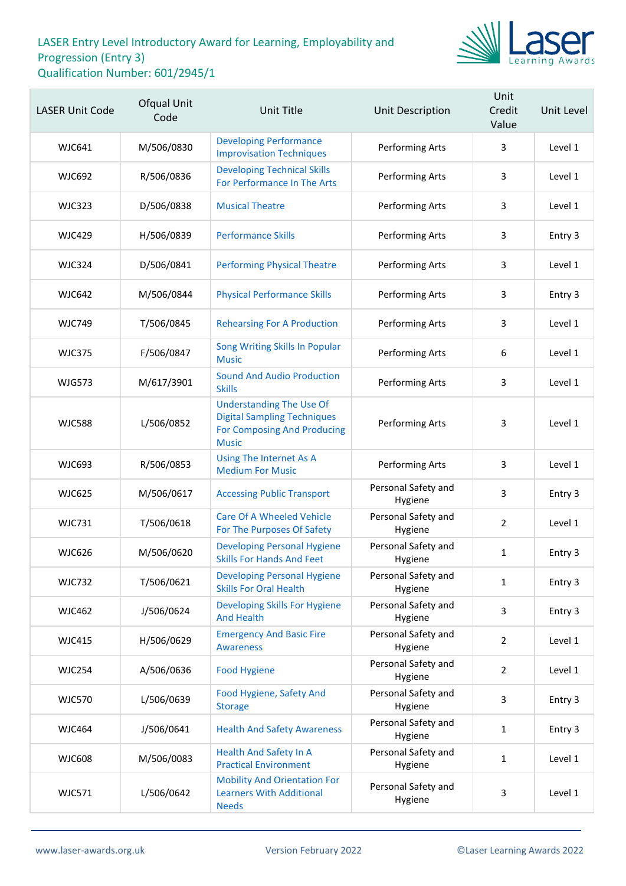LASER Entry Level Introductory Award for Learning, Employability and Progression (Entry 3)
Qualification Number: 601/2945/1

| LASER Unit Code | Ofqual Unit Code | Unit Title | Unit Description | Unit Credit Value | Unit Level |
|---|---|---|---|---|---|
| WJC641 | M/506/0830 | Developing Performance Improvisation Techniques | Performing Arts | 3 | Level 1 |
| WJC692 | R/506/0836 | Developing Technical Skills For Performance In The Arts | Performing Arts | 3 | Level 1 |
| WJC323 | D/506/0838 | Musical Theatre | Performing Arts | 3 | Level 1 |
| WJC429 | H/506/0839 | Performance Skills | Performing Arts | 3 | Entry 3 |
| WJC324 | D/506/0841 | Performing Physical Theatre | Performing Arts | 3 | Level 1 |
| WJC642 | M/506/0844 | Physical Performance Skills | Performing Arts | 3 | Entry 3 |
| WJC749 | T/506/0845 | Rehearsing For A Production | Performing Arts | 3 | Level 1 |
| WJC375 | F/506/0847 | Song Writing Skills In Popular Music | Performing Arts | 6 | Level 1 |
| WJG573 | M/617/3901 | Sound And Audio Production Skills | Performing Arts | 3 | Level 1 |
| WJC588 | L/506/0852 | Understanding The Use Of Digital Sampling Techniques For Composing And Producing Music | Performing Arts | 3 | Level 1 |
| WJC693 | R/506/0853 | Using The Internet As A Medium For Music | Performing Arts | 3 | Level 1 |
| WJC625 | M/506/0617 | Accessing Public Transport | Personal Safety and Hygiene | 3 | Entry 3 |
| WJC731 | T/506/0618 | Care Of A Wheeled Vehicle For The Purposes Of Safety | Personal Safety and Hygiene | 2 | Level 1 |
| WJC626 | M/506/0620 | Developing Personal Hygiene Skills For Hands And Feet | Personal Safety and Hygiene | 1 | Entry 3 |
| WJC732 | T/506/0621 | Developing Personal Hygiene Skills For Oral Health | Personal Safety and Hygiene | 1 | Entry 3 |
| WJC462 | J/506/0624 | Developing Skills For Hygiene And Health | Personal Safety and Hygiene | 3 | Entry 3 |
| WJC415 | H/506/0629 | Emergency And Basic Fire Awareness | Personal Safety and Hygiene | 2 | Level 1 |
| WJC254 | A/506/0636 | Food Hygiene | Personal Safety and Hygiene | 2 | Level 1 |
| WJC570 | L/506/0639 | Food Hygiene, Safety And Storage | Personal Safety and Hygiene | 3 | Entry 3 |
| WJC464 | J/506/0641 | Health And Safety Awareness | Personal Safety and Hygiene | 1 | Entry 3 |
| WJC608 | M/506/0083 | Health And Safety In A Practical Environment | Personal Safety and Hygiene | 1 | Level 1 |
| WJC571 | L/506/0642 | Mobility And Orientation For Learners With Additional Needs | Personal Safety and Hygiene | 3 | Level 1 |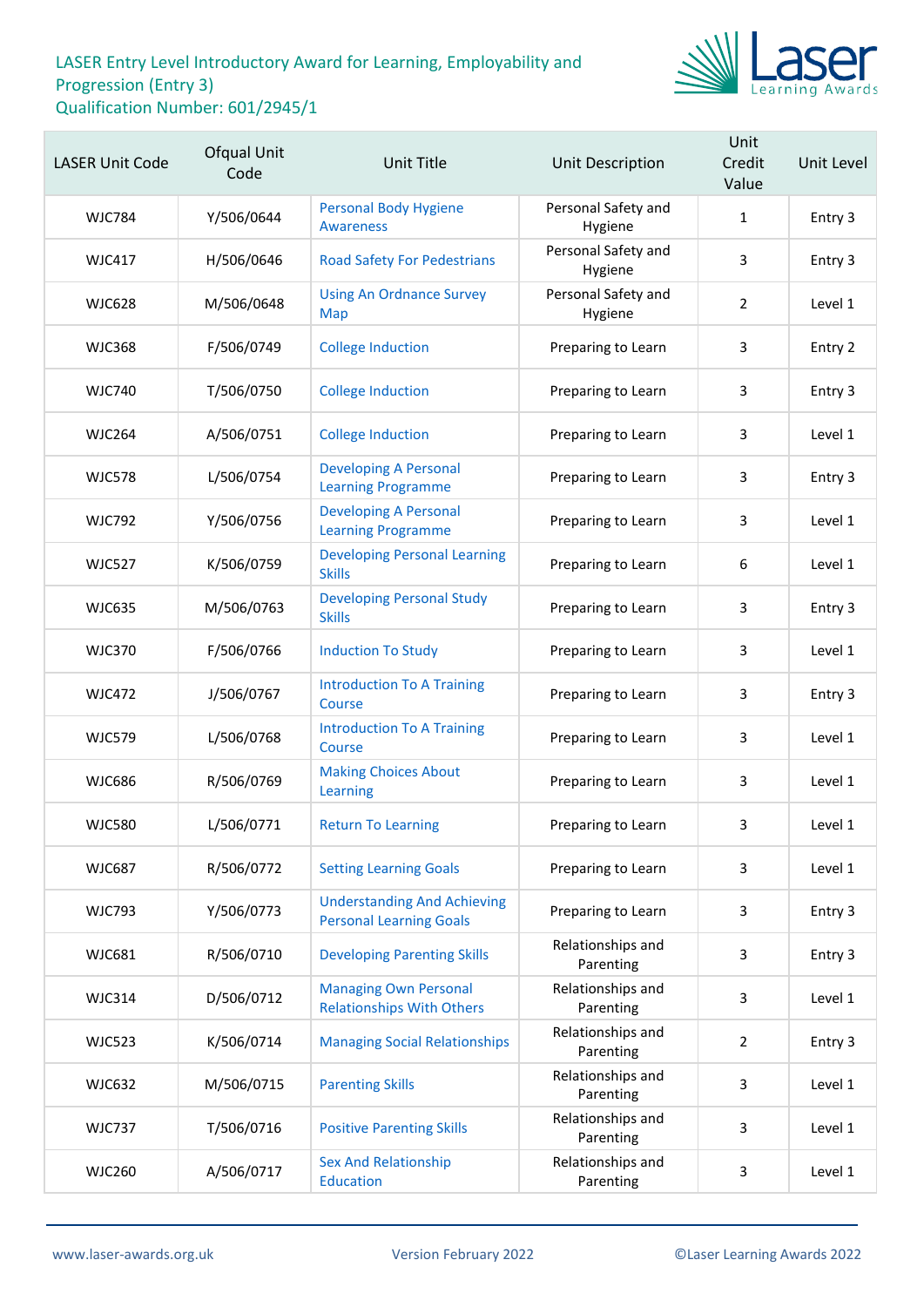# LASER Entry Level Introductory Award for Learning, Employability and Progression (Entry 3)
Qualification Number: 601/2945/1

| LASER Unit Code | Ofqual Unit Code | Unit Title | Unit Description | Unit Credit Value | Unit Level |
|---|---|---|---|---|---|
| WJC784 | Y/506/0644 | Personal Body Hygiene Awareness | Personal Safety and Hygiene | 1 | Entry 3 |
| WJC417 | H/506/0646 | Road Safety For Pedestrians | Personal Safety and Hygiene | 3 | Entry 3 |
| WJC628 | M/506/0648 | Using An Ordnance Survey Map | Personal Safety and Hygiene | 2 | Level 1 |
| WJC368 | F/506/0749 | College Induction | Preparing to Learn | 3 | Entry 2 |
| WJC740 | T/506/0750 | College Induction | Preparing to Learn | 3 | Entry 3 |
| WJC264 | A/506/0751 | College Induction | Preparing to Learn | 3 | Level 1 |
| WJC578 | L/506/0754 | Developing A Personal Learning Programme | Preparing to Learn | 3 | Entry 3 |
| WJC792 | Y/506/0756 | Developing A Personal Learning Programme | Preparing to Learn | 3 | Level 1 |
| WJC527 | K/506/0759 | Developing Personal Learning Skills | Preparing to Learn | 6 | Level 1 |
| WJC635 | M/506/0763 | Developing Personal Study Skills | Preparing to Learn | 3 | Entry 3 |
| WJC370 | F/506/0766 | Induction To Study | Preparing to Learn | 3 | Level 1 |
| WJC472 | J/506/0767 | Introduction To A Training Course | Preparing to Learn | 3 | Entry 3 |
| WJC579 | L/506/0768 | Introduction To A Training Course | Preparing to Learn | 3 | Level 1 |
| WJC686 | R/506/0769 | Making Choices About Learning | Preparing to Learn | 3 | Level 1 |
| WJC580 | L/506/0771 | Return To Learning | Preparing to Learn | 3 | Level 1 |
| WJC687 | R/506/0772 | Setting Learning Goals | Preparing to Learn | 3 | Level 1 |
| WJC793 | Y/506/0773 | Understanding And Achieving Personal Learning Goals | Preparing to Learn | 3 | Entry 3 |
| WJC681 | R/506/0710 | Developing Parenting Skills | Relationships and Parenting | 3 | Entry 3 |
| WJC314 | D/506/0712 | Managing Own Personal Relationships With Others | Relationships and Parenting | 3 | Level 1 |
| WJC523 | K/506/0714 | Managing Social Relationships | Relationships and Parenting | 2 | Entry 3 |
| WJC632 | M/506/0715 | Parenting Skills | Relationships and Parenting | 3 | Level 1 |
| WJC737 | T/506/0716 | Positive Parenting Skills | Relationships and Parenting | 3 | Level 1 |
| WJC260 | A/506/0717 | Sex And Relationship Education | Relationships and Parenting | 3 | Level 1 |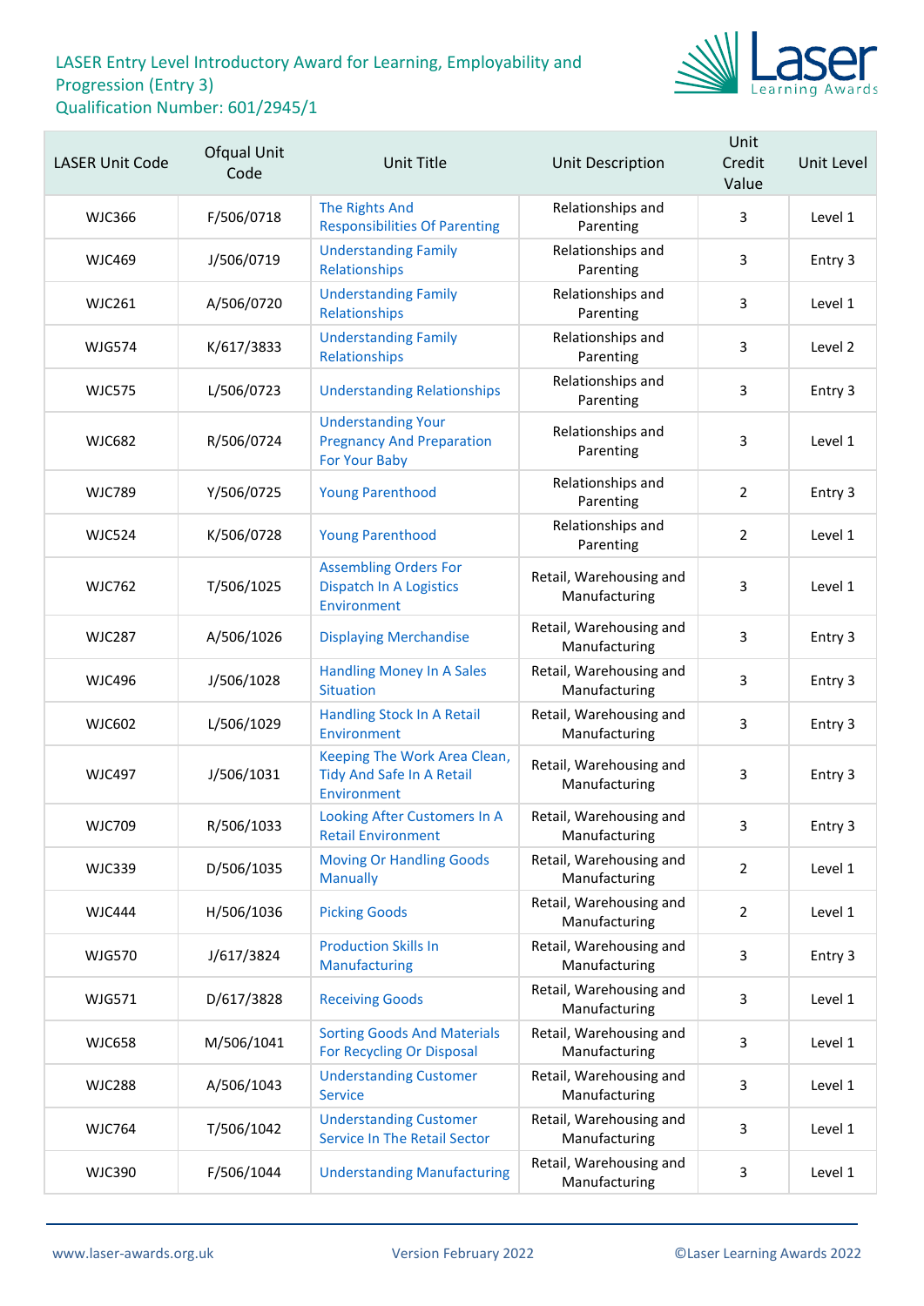# LASER Entry Level Introductory Award for Learning, Employability and Progression (Entry 3)
## Qualification Number: 601/2945/1

| LASER Unit Code | Ofqual Unit Code | Unit Title | Unit Description | Unit Credit Value | Unit Level |
|---|---|---|---|---|---|
| WJC366 | F/506/0718 | The Rights And Responsibilities Of Parenting | Relationships and Parenting | 3 | Level 1 |
| WJC469 | J/506/0719 | Understanding Family Relationships | Relationships and Parenting | 3 | Entry 3 |
| WJC261 | A/506/0720 | Understanding Family Relationships | Relationships and Parenting | 3 | Level 1 |
| WJG574 | K/617/3833 | Understanding Family Relationships | Relationships and Parenting | 3 | Level 2 |
| WJC575 | L/506/0723 | Understanding Relationships | Relationships and Parenting | 3 | Entry 3 |
| WJC682 | R/506/0724 | Understanding Your Pregnancy And Preparation For Your Baby | Relationships and Parenting | 3 | Level 1 |
| WJC789 | Y/506/0725 | Young Parenthood | Relationships and Parenting | 2 | Entry 3 |
| WJC524 | K/506/0728 | Young Parenthood | Relationships and Parenting | 2 | Level 1 |
| WJC762 | T/506/1025 | Assembling Orders For Dispatch In A Logistics Environment | Retail, Warehousing and Manufacturing | 3 | Level 1 |
| WJC287 | A/506/1026 | Displaying Merchandise | Retail, Warehousing and Manufacturing | 3 | Entry 3 |
| WJC496 | J/506/1028 | Handling Money In A Sales Situation | Retail, Warehousing and Manufacturing | 3 | Entry 3 |
| WJC602 | L/506/1029 | Handling Stock In A Retail Environment | Retail, Warehousing and Manufacturing | 3 | Entry 3 |
| WJC497 | J/506/1031 | Keeping The Work Area Clean, Tidy And Safe In A Retail Environment | Retail, Warehousing and Manufacturing | 3 | Entry 3 |
| WJC709 | R/506/1033 | Looking After Customers In A Retail Environment | Retail, Warehousing and Manufacturing | 3 | Entry 3 |
| WJC339 | D/506/1035 | Moving Or Handling Goods Manually | Retail, Warehousing and Manufacturing | 2 | Level 1 |
| WJC444 | H/506/1036 | Picking Goods | Retail, Warehousing and Manufacturing | 2 | Level 1 |
| WJG570 | J/617/3824 | Production Skills In Manufacturing | Retail, Warehousing and Manufacturing | 3 | Entry 3 |
| WJG571 | D/617/3828 | Receiving Goods | Retail, Warehousing and Manufacturing | 3 | Level 1 |
| WJC658 | M/506/1041 | Sorting Goods And Materials For Recycling Or Disposal | Retail, Warehousing and Manufacturing | 3 | Level 1 |
| WJC288 | A/506/1043 | Understanding Customer Service | Retail, Warehousing and Manufacturing | 3 | Level 1 |
| WJC764 | T/506/1042 | Understanding Customer Service In The Retail Sector | Retail, Warehousing and Manufacturing | 3 | Level 1 |
| WJC390 | F/506/1044 | Understanding Manufacturing | Retail, Warehousing and Manufacturing | 3 | Level 1 |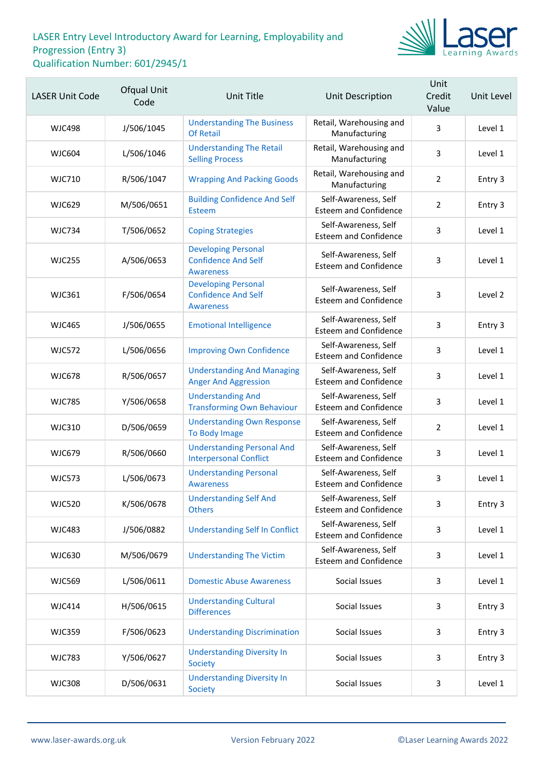# LASER Entry Level Introductory Award for Learning, Employability and Progression (Entry 3)

Qualification Number: 601/2945/1

| LASER Unit Code | Ofqual Unit Code | Unit Title | Unit Description | Unit Credit Value | Unit Level |
|---|---|---|---|---|---|
| WJC498 | J/506/1045 | Understanding The Business Of Retail | Retail, Warehousing and Manufacturing | 3 | Level 1 |
| WJC604 | L/506/1046 | Understanding The Retail Selling Process | Retail, Warehousing and Manufacturing | 3 | Level 1 |
| WJC710 | R/506/1047 | Wrapping And Packing Goods | Retail, Warehousing and Manufacturing | 2 | Entry 3 |
| WJC629 | M/506/0651 | Building Confidence And Self Esteem | Self-Awareness, Self Esteem and Confidence | 2 | Entry 3 |
| WJC734 | T/506/0652 | Coping Strategies | Self-Awareness, Self Esteem and Confidence | 3 | Level 1 |
| WJC255 | A/506/0653 | Developing Personal Confidence And Self Awareness | Self-Awareness, Self Esteem and Confidence | 3 | Level 1 |
| WJC361 | F/506/0654 | Developing Personal Confidence And Self Awareness | Self-Awareness, Self Esteem and Confidence | 3 | Level 2 |
| WJC465 | J/506/0655 | Emotional Intelligence | Self-Awareness, Self Esteem and Confidence | 3 | Entry 3 |
| WJC572 | L/506/0656 | Improving Own Confidence | Self-Awareness, Self Esteem and Confidence | 3 | Level 1 |
| WJC678 | R/506/0657 | Understanding And Managing Anger And Aggression | Self-Awareness, Self Esteem and Confidence | 3 | Level 1 |
| WJC785 | Y/506/0658 | Understanding And Transforming Own Behaviour | Self-Awareness, Self Esteem and Confidence | 3 | Level 1 |
| WJC310 | D/506/0659 | Understanding Own Response To Body Image | Self-Awareness, Self Esteem and Confidence | 2 | Level 1 |
| WJC679 | R/506/0660 | Understanding Personal And Interpersonal Conflict | Self-Awareness, Self Esteem and Confidence | 3 | Level 1 |
| WJC573 | L/506/0673 | Understanding Personal Awareness | Self-Awareness, Self Esteem and Confidence | 3 | Level 1 |
| WJC520 | K/506/0678 | Understanding Self And Others | Self-Awareness, Self Esteem and Confidence | 3 | Entry 3 |
| WJC483 | J/506/0882 | Understanding Self In Conflict | Self-Awareness, Self Esteem and Confidence | 3 | Level 1 |
| WJC630 | M/506/0679 | Understanding The Victim | Self-Awareness, Self Esteem and Confidence | 3 | Level 1 |
| WJC569 | L/506/0611 | Domestic Abuse Awareness | Social Issues | 3 | Level 1 |
| WJC414 | H/506/0615 | Understanding Cultural Differences | Social Issues | 3 | Entry 3 |
| WJC359 | F/506/0623 | Understanding Discrimination | Social Issues | 3 | Entry 3 |
| WJC783 | Y/506/0627 | Understanding Diversity In Society | Social Issues | 3 | Entry 3 |
| WJC308 | D/506/0631 | Understanding Diversity In Society | Social Issues | 3 | Level 1 |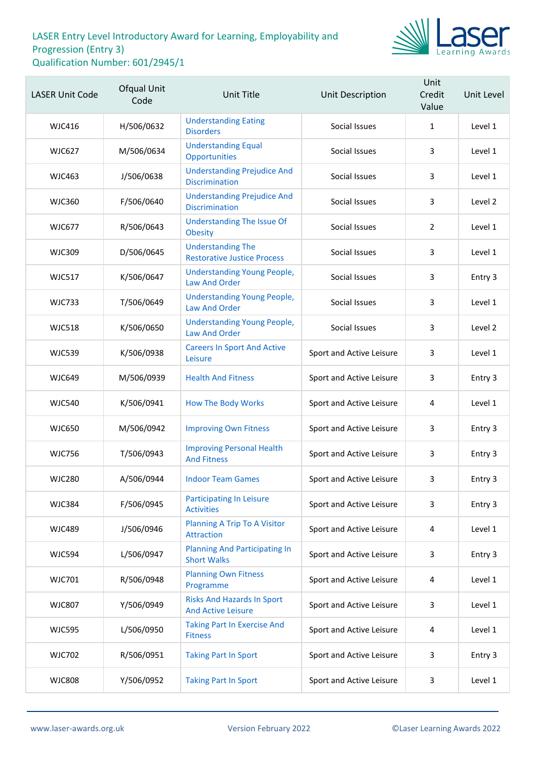# LASER Entry Level Introductory Award for Learning, Employability and Progression (Entry 3)

Qualification Number: 601/2945/1

| LASER Unit Code | Ofqual Unit Code | Unit Title | Unit Description | Unit Credit Value | Unit Level |
|---|---|---|---|---|---|
| WJC416 | H/506/0632 | Understanding Eating Disorders | Social Issues | 1 | Level 1 |
| WJC627 | M/506/0634 | Understanding Equal Opportunities | Social Issues | 3 | Level 1 |
| WJC463 | J/506/0638 | Understanding Prejudice And Discrimination | Social Issues | 3 | Level 1 |
| WJC360 | F/506/0640 | Understanding Prejudice And Discrimination | Social Issues | 3 | Level 2 |
| WJC677 | R/506/0643 | Understanding The Issue Of Obesity | Social Issues | 2 | Level 1 |
| WJC309 | D/506/0645 | Understanding The Restorative Justice Process | Social Issues | 3 | Level 1 |
| WJC517 | K/506/0647 | Understanding Young People, Law And Order | Social Issues | 3 | Entry 3 |
| WJC733 | T/506/0649 | Understanding Young People, Law And Order | Social Issues | 3 | Level 1 |
| WJC518 | K/506/0650 | Understanding Young People, Law And Order | Social Issues | 3 | Level 2 |
| WJC539 | K/506/0938 | Careers In Sport And Active Leisure | Sport and Active Leisure | 3 | Level 1 |
| WJC649 | M/506/0939 | Health And Fitness | Sport and Active Leisure | 3 | Entry 3 |
| WJC540 | K/506/0941 | How The Body Works | Sport and Active Leisure | 4 | Level 1 |
| WJC650 | M/506/0942 | Improving Own Fitness | Sport and Active Leisure | 3 | Entry 3 |
| WJC756 | T/506/0943 | Improving Personal Health And Fitness | Sport and Active Leisure | 3 | Entry 3 |
| WJC280 | A/506/0944 | Indoor Team Games | Sport and Active Leisure | 3 | Entry 3 |
| WJC384 | F/506/0945 | Participating In Leisure Activities | Sport and Active Leisure | 3 | Entry 3 |
| WJC489 | J/506/0946 | Planning A Trip To A Visitor Attraction | Sport and Active Leisure | 4 | Level 1 |
| WJC594 | L/506/0947 | Planning And Participating In Short Walks | Sport and Active Leisure | 3 | Entry 3 |
| WJC701 | R/506/0948 | Planning Own Fitness Programme | Sport and Active Leisure | 4 | Level 1 |
| WJC807 | Y/506/0949 | Risks And Hazards In Sport And Active Leisure | Sport and Active Leisure | 3 | Level 1 |
| WJC595 | L/506/0950 | Taking Part In Exercise And Fitness | Sport and Active Leisure | 4 | Level 1 |
| WJC702 | R/506/0951 | Taking Part In Sport | Sport and Active Leisure | 3 | Entry 3 |
| WJC808 | Y/506/0952 | Taking Part In Sport | Sport and Active Leisure | 3 | Level 1 |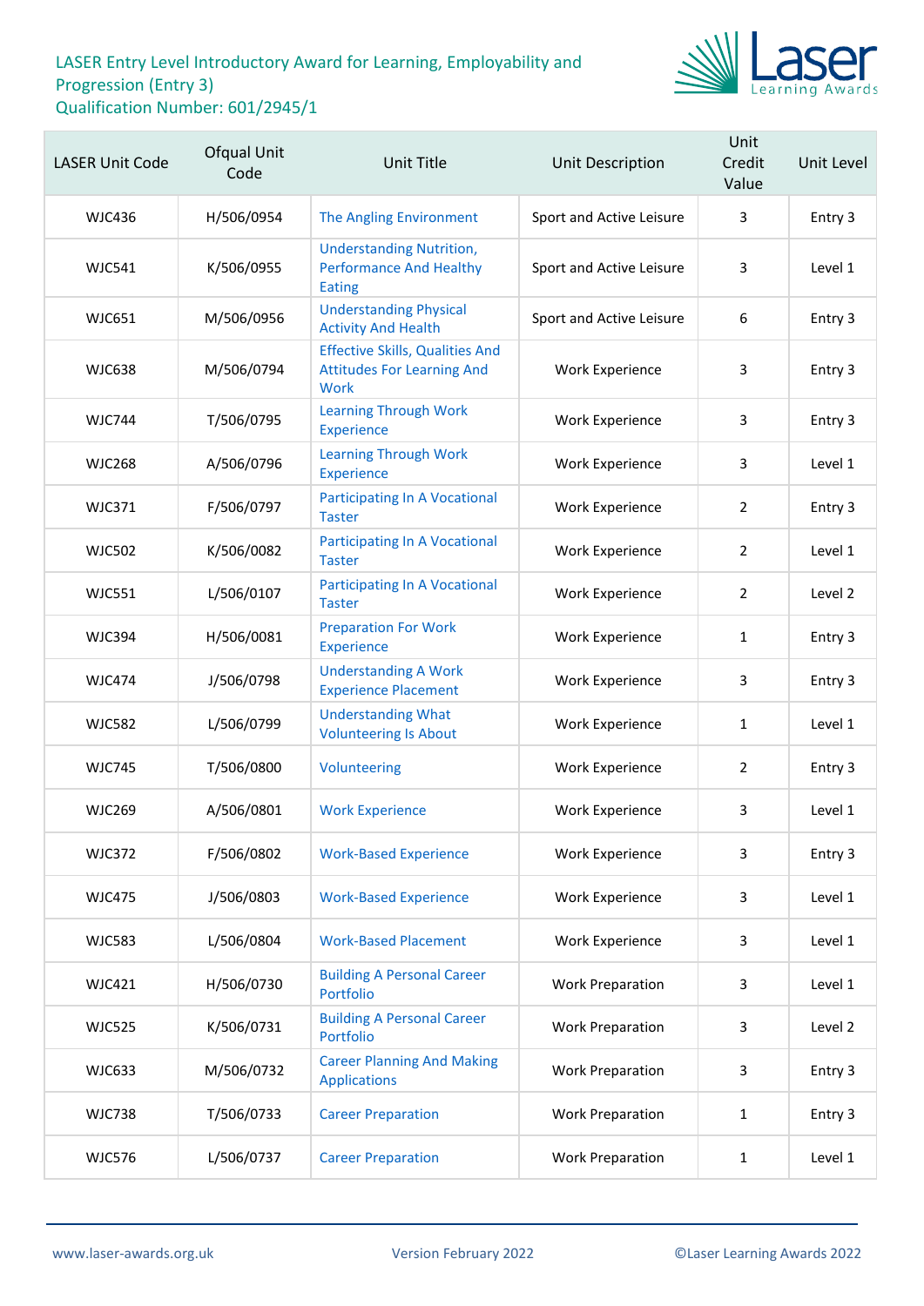LASER Entry Level Introductory Award for Learning, Employability and Progression (Entry 3)
Qualification Number: 601/2945/1

| LASER Unit Code | Ofqual Unit Code | Unit Title | Unit Description | Unit Credit Value | Unit Level |
|---|---|---|---|---|---|
| WJC436 | H/506/0954 | The Angling Environment | Sport and Active Leisure | 3 | Entry 3 |
| WJC541 | K/506/0955 | Understanding Nutrition, Performance And Healthy Eating | Sport and Active Leisure | 3 | Level 1 |
| WJC651 | M/506/0956 | Understanding Physical Activity And Health | Sport and Active Leisure | 6 | Entry 3 |
| WJC638 | M/506/0794 | Effective Skills, Qualities And Attitudes For Learning And Work | Work Experience | 3 | Entry 3 |
| WJC744 | T/506/0795 | Learning Through Work Experience | Work Experience | 3 | Entry 3 |
| WJC268 | A/506/0796 | Learning Through Work Experience | Work Experience | 3 | Level 1 |
| WJC371 | F/506/0797 | Participating In A Vocational Taster | Work Experience | 2 | Entry 3 |
| WJC502 | K/506/0082 | Participating In A Vocational Taster | Work Experience | 2 | Level 1 |
| WJC551 | L/506/0107 | Participating In A Vocational Taster | Work Experience | 2 | Level 2 |
| WJC394 | H/506/0081 | Preparation For Work Experience | Work Experience | 1 | Entry 3 |
| WJC474 | J/506/0798 | Understanding A Work Experience Placement | Work Experience | 3 | Entry 3 |
| WJC582 | L/506/0799 | Understanding What Volunteering Is About | Work Experience | 1 | Level 1 |
| WJC745 | T/506/0800 | Volunteering | Work Experience | 2 | Entry 3 |
| WJC269 | A/506/0801 | Work Experience | Work Experience | 3 | Level 1 |
| WJC372 | F/506/0802 | Work-Based Experience | Work Experience | 3 | Entry 3 |
| WJC475 | J/506/0803 | Work-Based Experience | Work Experience | 3 | Level 1 |
| WJC583 | L/506/0804 | Work-Based Placement | Work Experience | 3 | Level 1 |
| WJC421 | H/506/0730 | Building A Personal Career Portfolio | Work Preparation | 3 | Level 1 |
| WJC525 | K/506/0731 | Building A Personal Career Portfolio | Work Preparation | 3 | Level 2 |
| WJC633 | M/506/0732 | Career Planning And Making Applications | Work Preparation | 3 | Entry 3 |
| WJC738 | T/506/0733 | Career Preparation | Work Preparation | 1 | Entry 3 |
| WJC576 | L/506/0737 | Career Preparation | Work Preparation | 1 | Level 1 |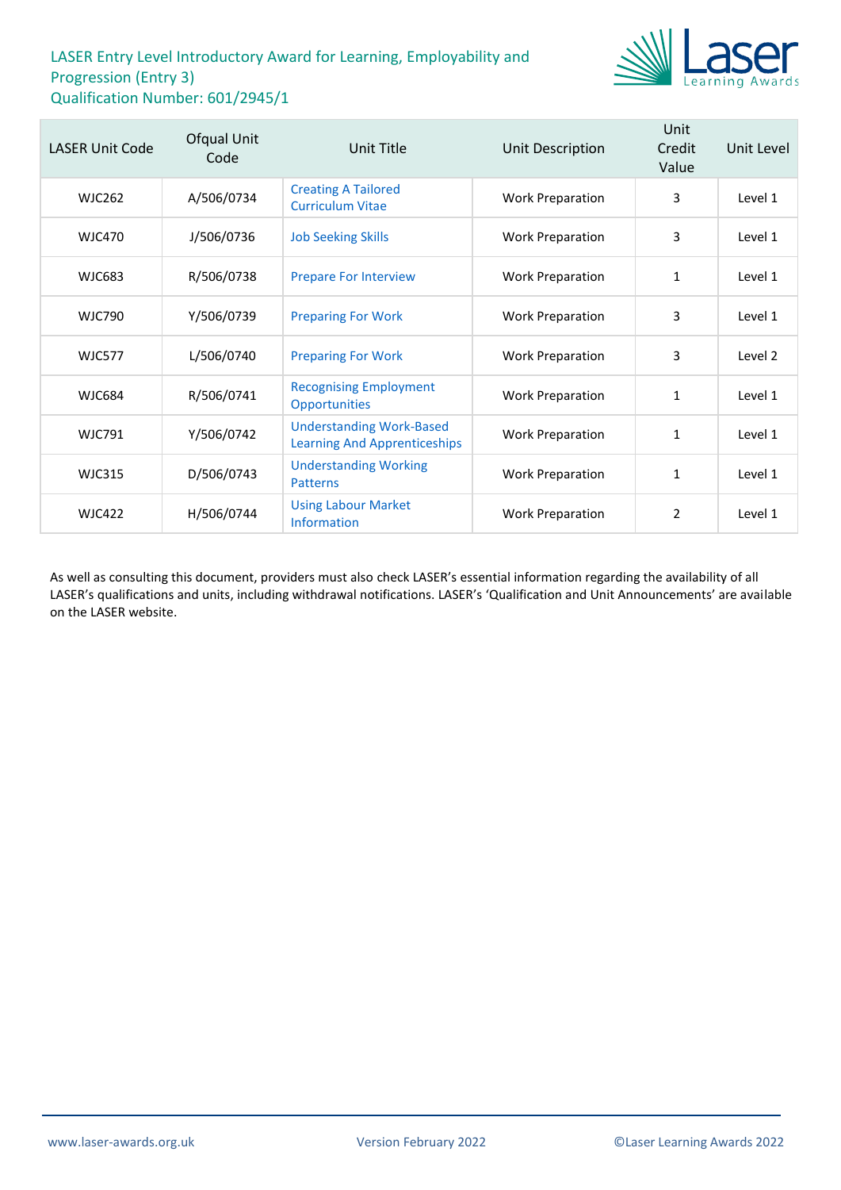LASER Entry Level Introductory Award for Learning, Employability and Progression (Entry 3)
Qualification Number: 601/2945/1

| LASER Unit Code | Ofqual Unit Code | Unit Title | Unit Description | Unit Credit Value | Unit Level |
|---|---|---|---|---|---|
| WJC262 | A/506/0734 | Creating A Tailored Curriculum Vitae | Work Preparation | 3 | Level 1 |
| WJC470 | J/506/0736 | Job Seeking Skills | Work Preparation | 3 | Level 1 |
| WJC683 | R/506/0738 | Prepare For Interview | Work Preparation | 1 | Level 1 |
| WJC790 | Y/506/0739 | Preparing For Work | Work Preparation | 3 | Level 1 |
| WJC577 | L/506/0740 | Preparing For Work | Work Preparation | 3 | Level 2 |
| WJC684 | R/506/0741 | Recognising Employment Opportunities | Work Preparation | 1 | Level 1 |
| WJC791 | Y/506/0742 | Understanding Work-Based Learning And Apprenticeships | Work Preparation | 1 | Level 1 |
| WJC315 | D/506/0743 | Understanding Working Patterns | Work Preparation | 1 | Level 1 |
| WJC422 | H/506/0744 | Using Labour Market Information | Work Preparation | 2 | Level 1 |

As well as consulting this document, providers must also check LASER's essential information regarding the availability of all LASER's qualifications and units, including withdrawal notifications. LASER's 'Qualification and Unit Announcements' are available on the LASER website.